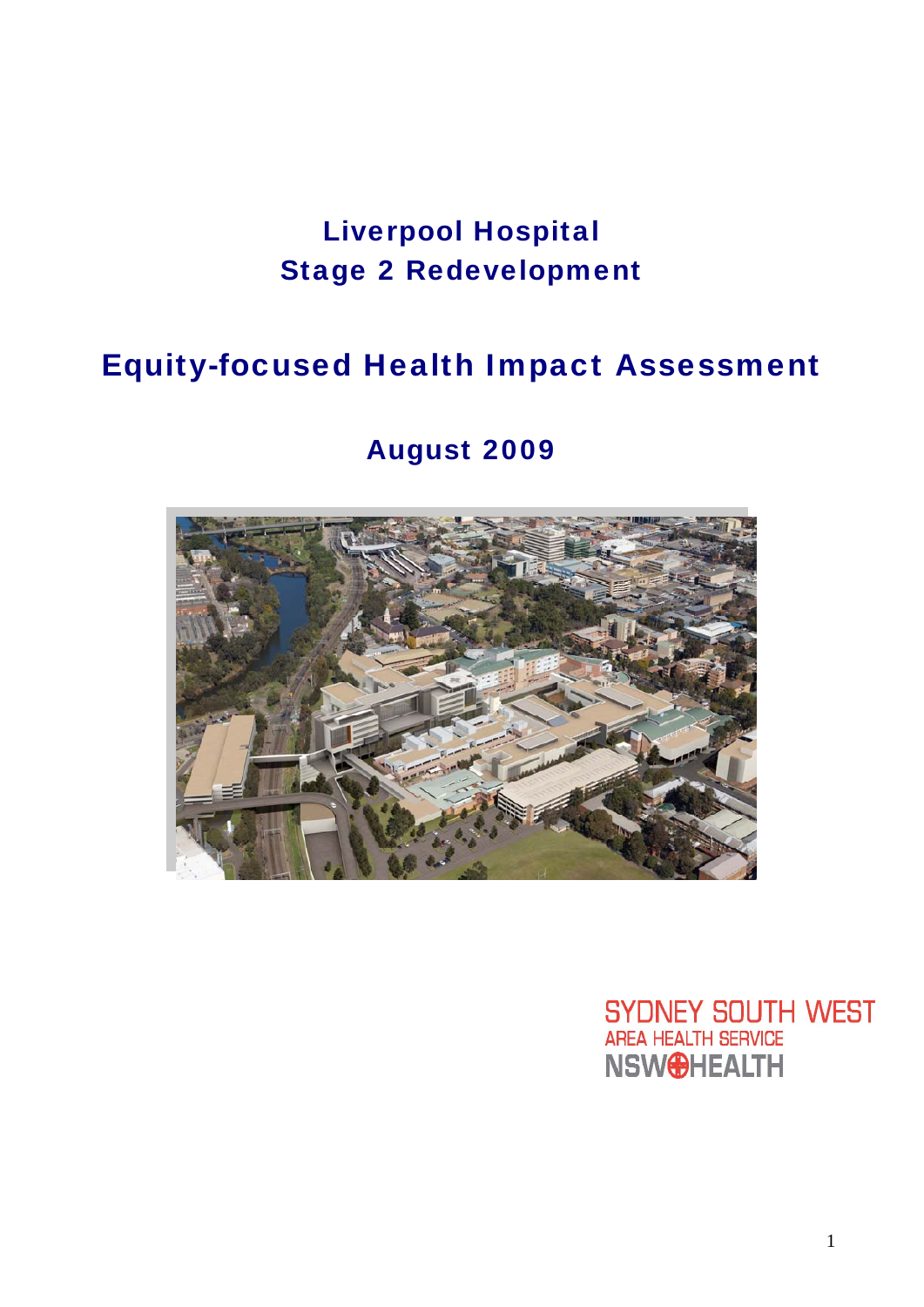# Liverpool Hospital
# Stage 2 Redevelopment

# Equity-focused Health Impact Assessment

## August 2009

SYDNEY SOUTH WEST
AREA HEALTH SERVICE
NSW HEALTH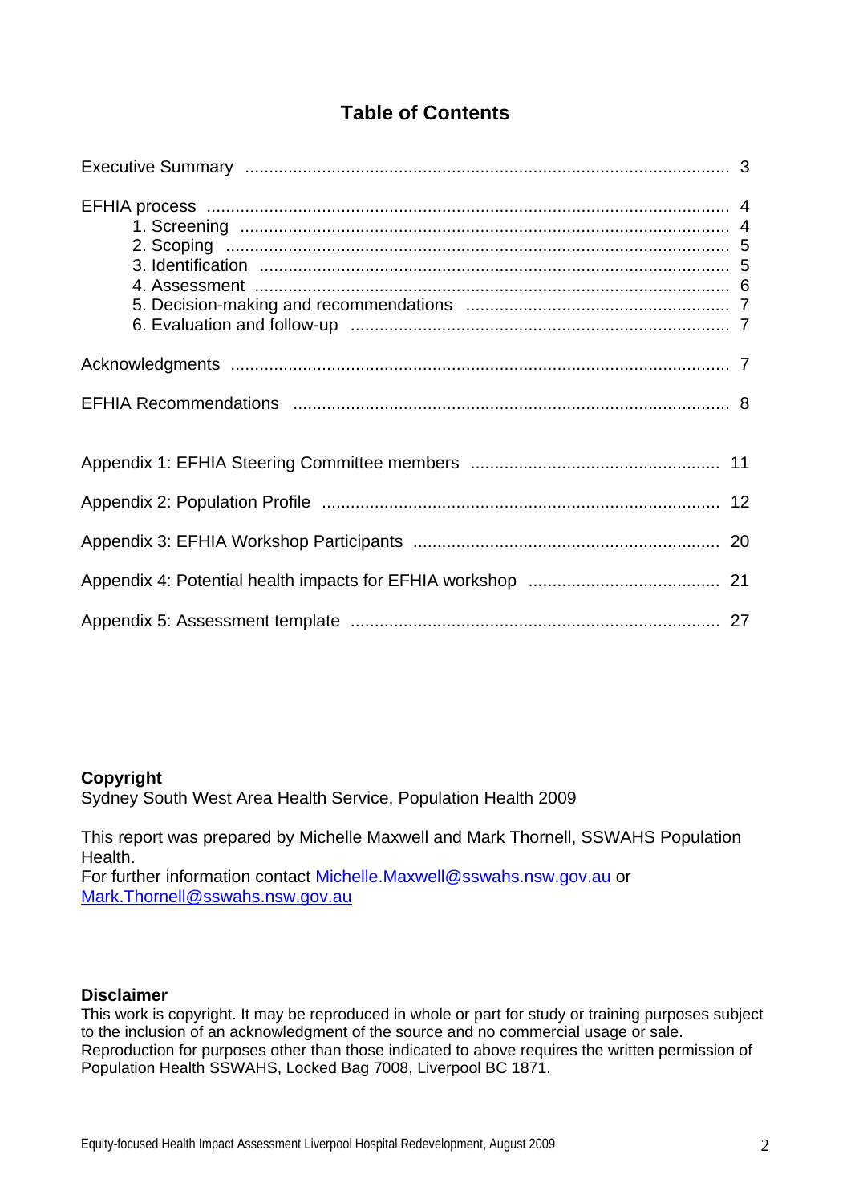# Table of Contents

| | |
|---|---|
| Executive Summary | 3 |
| EFHIA process | 4 |
| 1. Screening | 4 |
| 2. Scoping | 5 |
| 3. Identification | 5 |
| 4. Assessment | 6 |
| 5. Decision-making and recommendations | 7 |
| 6. Evaluation and follow-up | 7 |
| Acknowledgments | 7 |
| EFHIA Recommendations | 8 |
| Appendix 1: EFHIA Steering Committee members | 11 |
| Appendix 2: Population Profile | 12 |
| Appendix 3: EFHIA Workshop Participants | 20 |
| Appendix 4: Potential health impacts for EFHIA workshop | 21 |
| Appendix 5: Assessment template | 27 |

**Copyright**
Sydney South West Area Health Service, Population Health 2009

This report was prepared by Michelle Maxwell and Mark Thornell, SSWAHS Population Health.
For further information contact Michelle.Maxwell@sswahs.nsw.gov.au or Mark.Thornell@sswahs.nsw.gov.au

**Disclaimer**
This work is copyright. It may be reproduced in whole or part for study or training purposes subject to the inclusion of an acknowledgment of the source and no commercial usage or sale. Reproduction for purposes other than those indicated to above requires the written permission of Population Health SSWAHS, Locked Bag 7008, Liverpool BC 1871.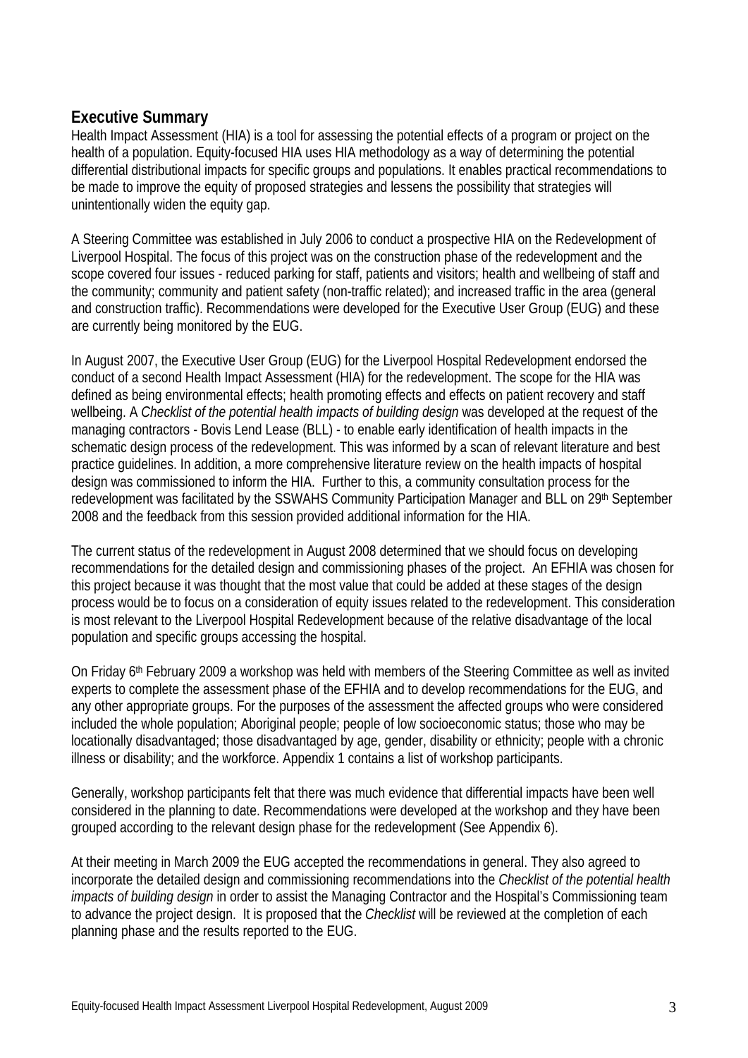## Executive Summary

Health Impact Assessment (HIA) is a tool for assessing the potential effects of a program or project on the health of a population. Equity-focused HIA uses HIA methodology as a way of determining the potential differential distributional impacts for specific groups and populations. It enables practical recommendations to be made to improve the equity of proposed strategies and lessens the possibility that strategies will unintentionally widen the equity gap.

A Steering Committee was established in July 2006 to conduct a prospective HIA on the Redevelopment of Liverpool Hospital. The focus of this project was on the construction phase of the redevelopment and the scope covered four issues - reduced parking for staff, patients and visitors; health and wellbeing of staff and the community; community and patient safety (non-traffic related); and increased traffic in the area (general and construction traffic). Recommendations were developed for the Executive User Group (EUG) and these are currently being monitored by the EUG.

In August 2007, the Executive User Group (EUG) for the Liverpool Hospital Redevelopment endorsed the conduct of a second Health Impact Assessment (HIA) for the redevelopment. The scope for the HIA was defined as being environmental effects; health promoting effects and effects on patient recovery and staff wellbeing. A *Checklist of the potential health impacts of building design* was developed at the request of the managing contractors - Bovis Lend Lease (BLL) - to enable early identification of health impacts in the schematic design process of the redevelopment. This was informed by a scan of relevant literature and best practice guidelines. In addition, a more comprehensive literature review on the health impacts of hospital design was commissioned to inform the HIA. Further to this, a community consultation process for the redevelopment was facilitated by the SSWAHS Community Participation Manager and BLL on 29th September 2008 and the feedback from this session provided additional information for the HIA.

The current status of the redevelopment in August 2008 determined that we should focus on developing recommendations for the detailed design and commissioning phases of the project. An EFHIA was chosen for this project because it was thought that the most value that could be added at these stages of the design process would be to focus on a consideration of equity issues related to the redevelopment. This consideration is most relevant to the Liverpool Hospital Redevelopment because of the relative disadvantage of the local population and specific groups accessing the hospital.

On Friday 6th February 2009 a workshop was held with members of the Steering Committee as well as invited experts to complete the assessment phase of the EFHIA and to develop recommendations for the EUG, and any other appropriate groups. For the purposes of the assessment the affected groups who were considered included the whole population; Aboriginal people; people of low socioeconomic status; those who may be locationally disadvantaged; those disadvantaged by age, gender, disability or ethnicity; people with a chronic illness or disability; and the workforce. Appendix 1 contains a list of workshop participants.

Generally, workshop participants felt that there was much evidence that differential impacts have been well considered in the planning to date. Recommendations were developed at the workshop and they have been grouped according to the relevant design phase for the redevelopment (See Appendix 6).

At their meeting in March 2009 the EUG accepted the recommendations in general. They also agreed to incorporate the detailed design and commissioning recommendations into the *Checklist of the potential health impacts of building design* in order to assist the Managing Contractor and the Hospital's Commissioning team to advance the project design. It is proposed that the *Checklist* will be reviewed at the completion of each planning phase and the results reported to the EUG.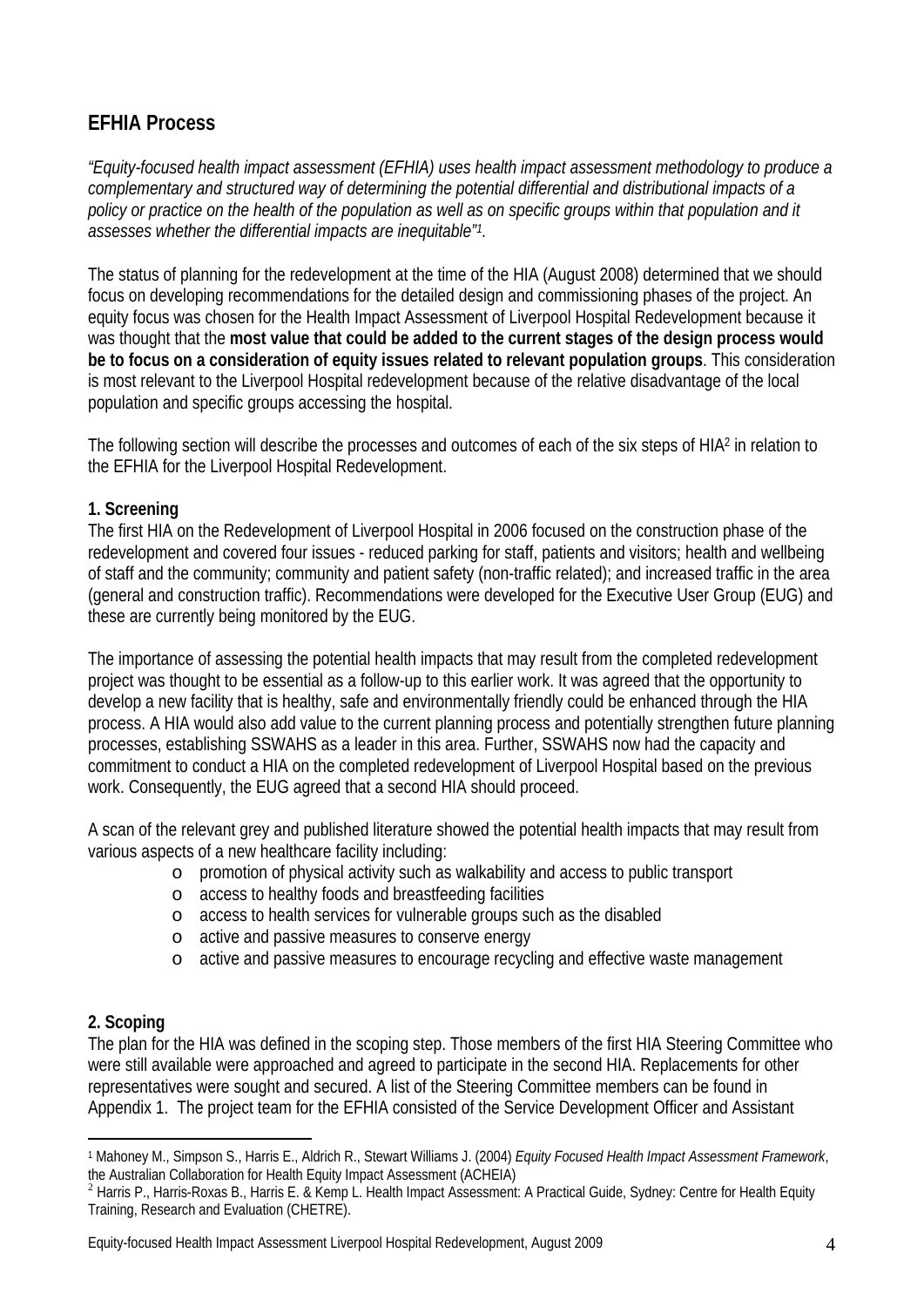## EFHIA Process

*"Equity-focused health impact assessment (EFHIA) uses health impact assessment methodology to produce a complementary and structured way of determining the potential differential and distributional impacts of a policy or practice on the health of the population as well as on specific groups within that population and it assesses whether the differential impacts are inequitable"[1].*

The status of planning for the redevelopment at the time of the HIA (August 2008) determined that we should focus on developing recommendations for the detailed design and commissioning phases of the project. An equity focus was chosen for the Health Impact Assessment of Liverpool Hospital Redevelopment because it was thought that the **most value that could be added to the current stages of the design process would be to focus on a consideration of equity issues related to relevant population groups**. This consideration is most relevant to the Liverpool Hospital redevelopment because of the relative disadvantage of the local population and specific groups accessing the hospital.

The following section will describe the processes and outcomes of each of the six steps of HIA[2] in relation to the EFHIA for the Liverpool Hospital Redevelopment.

**1. Screening**

The first HIA on the Redevelopment of Liverpool Hospital in 2006 focused on the construction phase of the redevelopment and covered four issues - reduced parking for staff, patients and visitors; health and wellbeing of staff and the community; community and patient safety (non-traffic related); and increased traffic in the area (general and construction traffic). Recommendations were developed for the Executive User Group (EUG) and these are currently being monitored by the EUG.

The importance of assessing the potential health impacts that may result from the completed redevelopment project was thought to be essential as a follow-up to this earlier work. It was agreed that the opportunity to develop a new facility that is healthy, safe and environmentally friendly could be enhanced through the HIA process. A HIA would also add value to the current planning process and potentially strengthen future planning processes, establishing SSWAHS as a leader in this area. Further, SSWAHS now had the capacity and commitment to conduct a HIA on the completed redevelopment of Liverpool Hospital based on the previous work. Consequently, the EUG agreed that a second HIA should proceed.

A scan of the relevant grey and published literature showed the potential health impacts that may result from various aspects of a new healthcare facility including:

- promotion of physical activity such as walkability and access to public transport
- access to healthy foods and breastfeeding facilities
- access to health services for vulnerable groups such as the disabled
- active and passive measures to conserve energy
- active and passive measures to encourage recycling and effective waste management

**2. Scoping**

The plan for the HIA was defined in the scoping step. Those members of the first HIA Steering Committee who were still available were approached and agreed to participate in the second HIA. Replacements for other representatives were sought and secured. A list of the Steering Committee members can be found in Appendix 1. The project team for the EFHIA consisted of the Service Development Officer and Assistant

---

[1] Mahoney M., Simpson S., Harris E., Aldrich R., Stewart Williams J. (2004) *Equity Focused Health Impact Assessment Framework*, the Australian Collaboration for Health Equity Impact Assessment (ACHEIA)

[2] Harris P., Harris-Roxas B., Harris E. & Kemp L. Health Impact Assessment: A Practical Guide, Sydney: Centre for Health Equity Training, Research and Evaluation (CHETRE).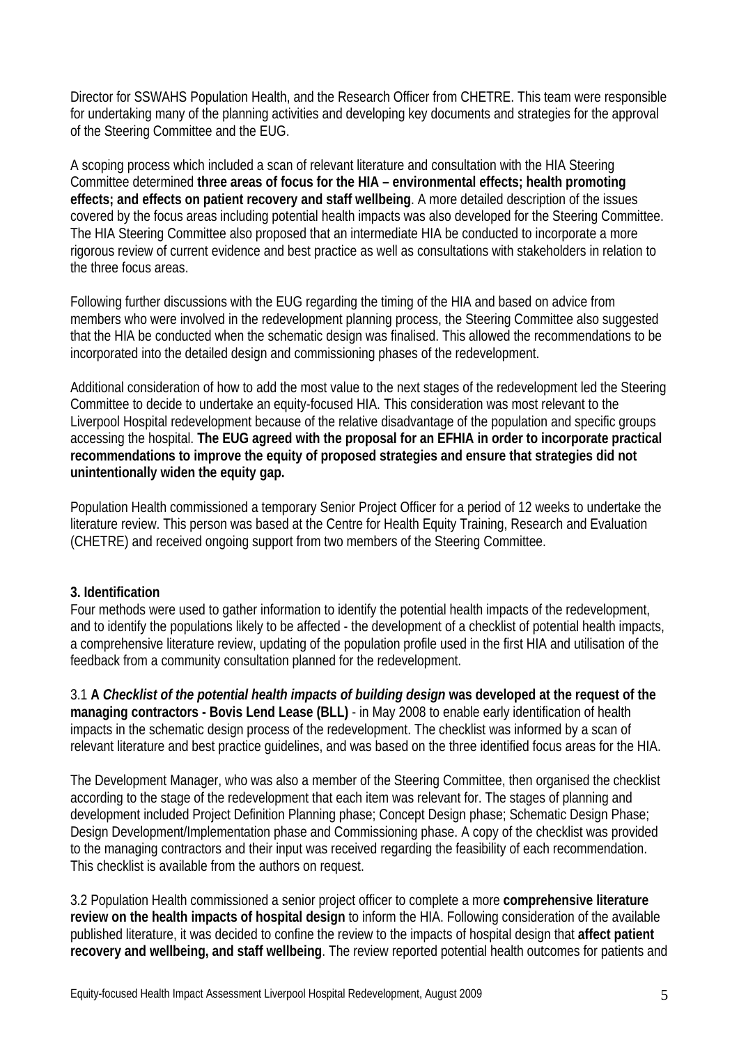Director for SSWAHS Population Health, and the Research Officer from CHETRE. This team were responsible for undertaking many of the planning activities and developing key documents and strategies for the approval of the Steering Committee and the EUG.

A scoping process which included a scan of relevant literature and consultation with the HIA Steering Committee determined **three areas of focus for the HIA – environmental effects; health promoting effects; and effects on patient recovery and staff wellbeing**. A more detailed description of the issues covered by the focus areas including potential health impacts was also developed for the Steering Committee. The HIA Steering Committee also proposed that an intermediate HIA be conducted to incorporate a more rigorous review of current evidence and best practice as well as consultations with stakeholders in relation to the three focus areas.

Following further discussions with the EUG regarding the timing of the HIA and based on advice from members who were involved in the redevelopment planning process, the Steering Committee also suggested that the HIA be conducted when the schematic design was finalised. This allowed the recommendations to be incorporated into the detailed design and commissioning phases of the redevelopment.

Additional consideration of how to add the most value to the next stages of the redevelopment led the Steering Committee to decide to undertake an equity-focused HIA. This consideration was most relevant to the Liverpool Hospital redevelopment because of the relative disadvantage of the population and specific groups accessing the hospital. **The EUG agreed with the proposal for an EFHIA in order to incorporate practical recommendations to improve the equity of proposed strategies and ensure that strategies did not unintentionally widen the equity gap.**

Population Health commissioned a temporary Senior Project Officer for a period of 12 weeks to undertake the literature review. This person was based at the Centre for Health Equity Training, Research and Evaluation (CHETRE) and received ongoing support from two members of the Steering Committee.

### 3. Identification

Four methods were used to gather information to identify the potential health impacts of the redevelopment, and to identify the populations likely to be affected - the development of a checklist of potential health impacts, a comprehensive literature review, updating of the population profile used in the first HIA and utilisation of the feedback from a community consultation planned for the redevelopment.

3.1 **A *Checklist of the potential health impacts of building design* was developed at the request of the managing contractors - Bovis Lend Lease (BLL)** - in May 2008 to enable early identification of health impacts in the schematic design process of the redevelopment. The checklist was informed by a scan of relevant literature and best practice guidelines, and was based on the three identified focus areas for the HIA.

The Development Manager, who was also a member of the Steering Committee, then organised the checklist according to the stage of the redevelopment that each item was relevant for. The stages of planning and development included Project Definition Planning phase; Concept Design phase; Schematic Design Phase; Design Development/Implementation phase and Commissioning phase. A copy of the checklist was provided to the managing contractors and their input was received regarding the feasibility of each recommendation. This checklist is available from the authors on request.

3.2 Population Health commissioned a senior project officer to complete a more **comprehensive literature review on the health impacts of hospital design** to inform the HIA. Following consideration of the available published literature, it was decided to confine the review to the impacts of hospital design that **affect patient recovery and wellbeing, and staff wellbeing**. The review reported potential health outcomes for patients and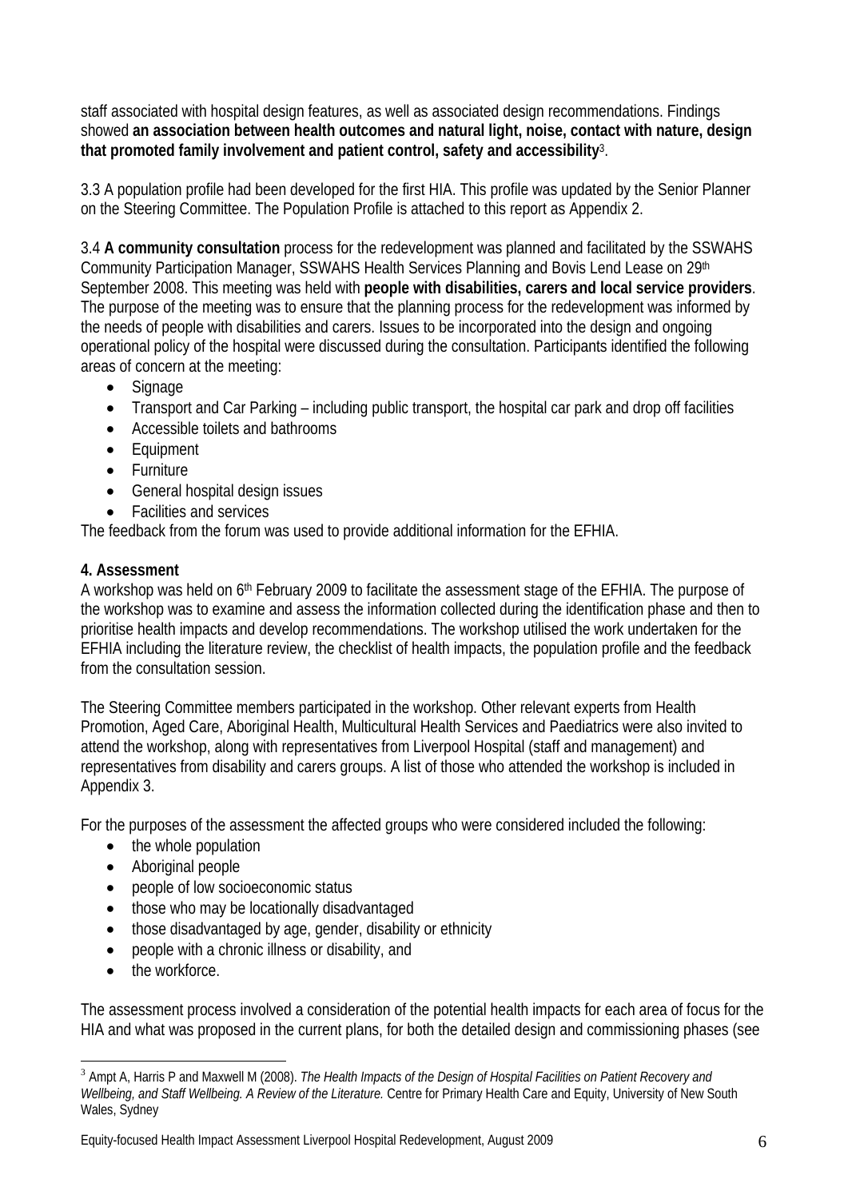staff associated with hospital design features, as well as associated design recommendations. Findings showed **an association between health outcomes and natural light, noise, contact with nature, design that promoted family involvement and patient control, safety and accessibility**[3].

3.3 A population profile had been developed for the first HIA. This profile was updated by the Senior Planner on the Steering Committee. The Population Profile is attached to this report as Appendix 2.

3.4 **A community consultation** process for the redevelopment was planned and facilitated by the SSWAHS Community Participation Manager, SSWAHS Health Services Planning and Bovis Lend Lease on 29th September 2008. This meeting was held with **people with disabilities, carers and local service providers**. The purpose of the meeting was to ensure that the planning process for the redevelopment was informed by the needs of people with disabilities and carers. Issues to be incorporated into the design and ongoing operational policy of the hospital were discussed during the consultation. Participants identified the following areas of concern at the meeting:

- Signage
- Transport and Car Parking – including public transport, the hospital car park and drop off facilities
- Accessible toilets and bathrooms
- Equipment
- Furniture
- General hospital design issues
- Facilities and services

The feedback from the forum was used to provide additional information for the EFHIA.

## 4. Assessment

A workshop was held on 6th February 2009 to facilitate the assessment stage of the EFHIA. The purpose of the workshop was to examine and assess the information collected during the identification phase and then to prioritise health impacts and develop recommendations. The workshop utilised the work undertaken for the EFHIA including the literature review, the checklist of health impacts, the population profile and the feedback from the consultation session.

The Steering Committee members participated in the workshop. Other relevant experts from Health Promotion, Aged Care, Aboriginal Health, Multicultural Health Services and Paediatrics were also invited to attend the workshop, along with representatives from Liverpool Hospital (staff and management) and representatives from disability and carers groups. A list of those who attended the workshop is included in Appendix 3.

For the purposes of the assessment the affected groups who were considered included the following:

- the whole population
- Aboriginal people
- people of low socioeconomic status
- those who may be locationally disadvantaged
- those disadvantaged by age, gender, disability or ethnicity
- people with a chronic illness or disability, and
- the workforce.

The assessment process involved a consideration of the potential health impacts for each area of focus for the HIA and what was proposed in the current plans, for both the detailed design and commissioning phases (see

---

[3] Ampt A, Harris P and Maxwell M (2008). *The Health Impacts of the Design of Hospital Facilities on Patient Recovery and Wellbeing, and Staff Wellbeing. A Review of the Literature.* Centre for Primary Health Care and Equity, University of New South Wales, Sydney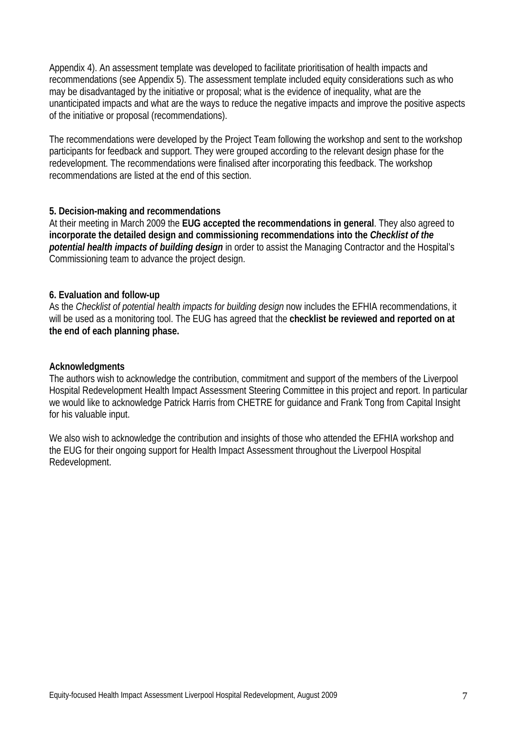Appendix 4). An assessment template was developed to facilitate prioritisation of health impacts and recommendations (see Appendix 5). The assessment template included equity considerations such as who may be disadvantaged by the initiative or proposal; what is the evidence of inequality, what are the unanticipated impacts and what are the ways to reduce the negative impacts and improve the positive aspects of the initiative or proposal (recommendations).

The recommendations were developed by the Project Team following the workshop and sent to the workshop participants for feedback and support. They were grouped according to the relevant design phase for the redevelopment. The recommendations were finalised after incorporating this feedback. The workshop recommendations are listed at the end of this section.

### 5. Decision-making and recommendations

At their meeting in March 2009 the **EUG accepted the recommendations in general**. They also agreed to **incorporate the detailed design and commissioning recommendations into the *Checklist of the potential health impacts of building design*** in order to assist the Managing Contractor and the Hospital's Commissioning team to advance the project design.

### 6. Evaluation and follow-up

As the *Checklist of potential health impacts for building design* now includes the EFHIA recommendations, it will be used as a monitoring tool. The EUG has agreed that the **checklist be reviewed and reported on at the end of each planning phase.**

### Acknowledgments

The authors wish to acknowledge the contribution, commitment and support of the members of the Liverpool Hospital Redevelopment Health Impact Assessment Steering Committee in this project and report. In particular we would like to acknowledge Patrick Harris from CHETRE for guidance and Frank Tong from Capital Insight for his valuable input.

We also wish to acknowledge the contribution and insights of those who attended the EFHIA workshop and the EUG for their ongoing support for Health Impact Assessment throughout the Liverpool Hospital Redevelopment.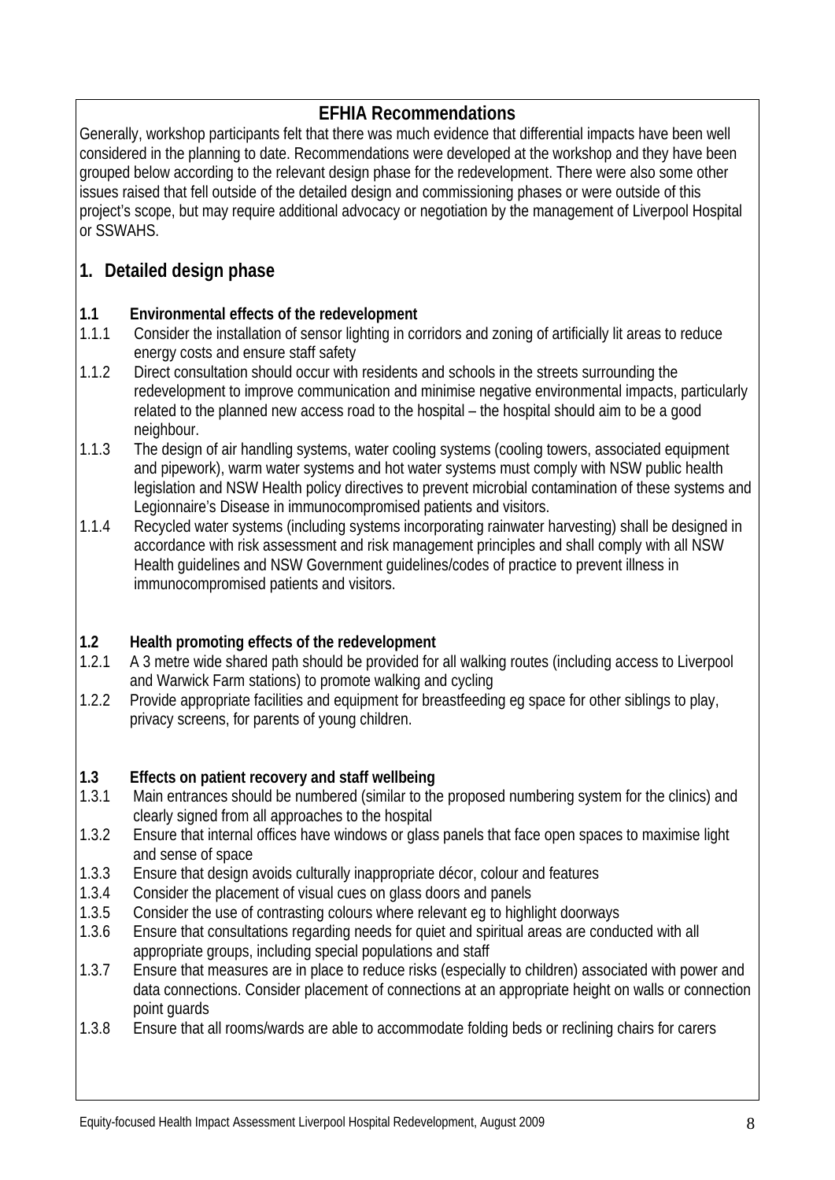## EFHIA Recommendations

Generally, workshop participants felt that there was much evidence that differential impacts have been well considered in the planning to date. Recommendations were developed at the workshop and they have been grouped below according to the relevant design phase for the redevelopment. There were also some other issues raised that fell outside of the detailed design and commissioning phases or were outside of this project's scope, but may require additional advocacy or negotiation by the management of Liverpool Hospital or SSWAHS.

### 1. Detailed design phase

**1.1 Environmental effects of the redevelopment**

- 1.1.1 Consider the installation of sensor lighting in corridors and zoning of artificially lit areas to reduce energy costs and ensure staff safety
- 1.1.2 Direct consultation should occur with residents and schools in the streets surrounding the redevelopment to improve communication and minimise negative environmental impacts, particularly related to the planned new access road to the hospital – the hospital should aim to be a good neighbour.
- 1.1.3 The design of air handling systems, water cooling systems (cooling towers, associated equipment and pipework), warm water systems and hot water systems must comply with NSW public health legislation and NSW Health policy directives to prevent microbial contamination of these systems and Legionnaire's Disease in immunocompromised patients and visitors.
- 1.1.4 Recycled water systems (including systems incorporating rainwater harvesting) shall be designed in accordance with risk assessment and risk management principles and shall comply with all NSW Health guidelines and NSW Government guidelines/codes of practice to prevent illness in immunocompromised patients and visitors.

**1.2 Health promoting effects of the redevelopment**

- 1.2.1 A 3 metre wide shared path should be provided for all walking routes (including access to Liverpool and Warwick Farm stations) to promote walking and cycling
- 1.2.2 Provide appropriate facilities and equipment for breastfeeding eg space for other siblings to play, privacy screens, for parents of young children.

**1.3 Effects on patient recovery and staff wellbeing**

- 1.3.1 Main entrances should be numbered (similar to the proposed numbering system for the clinics) and clearly signed from all approaches to the hospital
- 1.3.2 Ensure that internal offices have windows or glass panels that face open spaces to maximise light and sense of space
- 1.3.3 Ensure that design avoids culturally inappropriate décor, colour and features
- 1.3.4 Consider the placement of visual cues on glass doors and panels
- 1.3.5 Consider the use of contrasting colours where relevant eg to highlight doorways
- 1.3.6 Ensure that consultations regarding needs for quiet and spiritual areas are conducted with all appropriate groups, including special populations and staff
- 1.3.7 Ensure that measures are in place to reduce risks (especially to children) associated with power and data connections. Consider placement of connections at an appropriate height on walls or connection point guards
- 1.3.8 Ensure that all rooms/wards are able to accommodate folding beds or reclining chairs for carers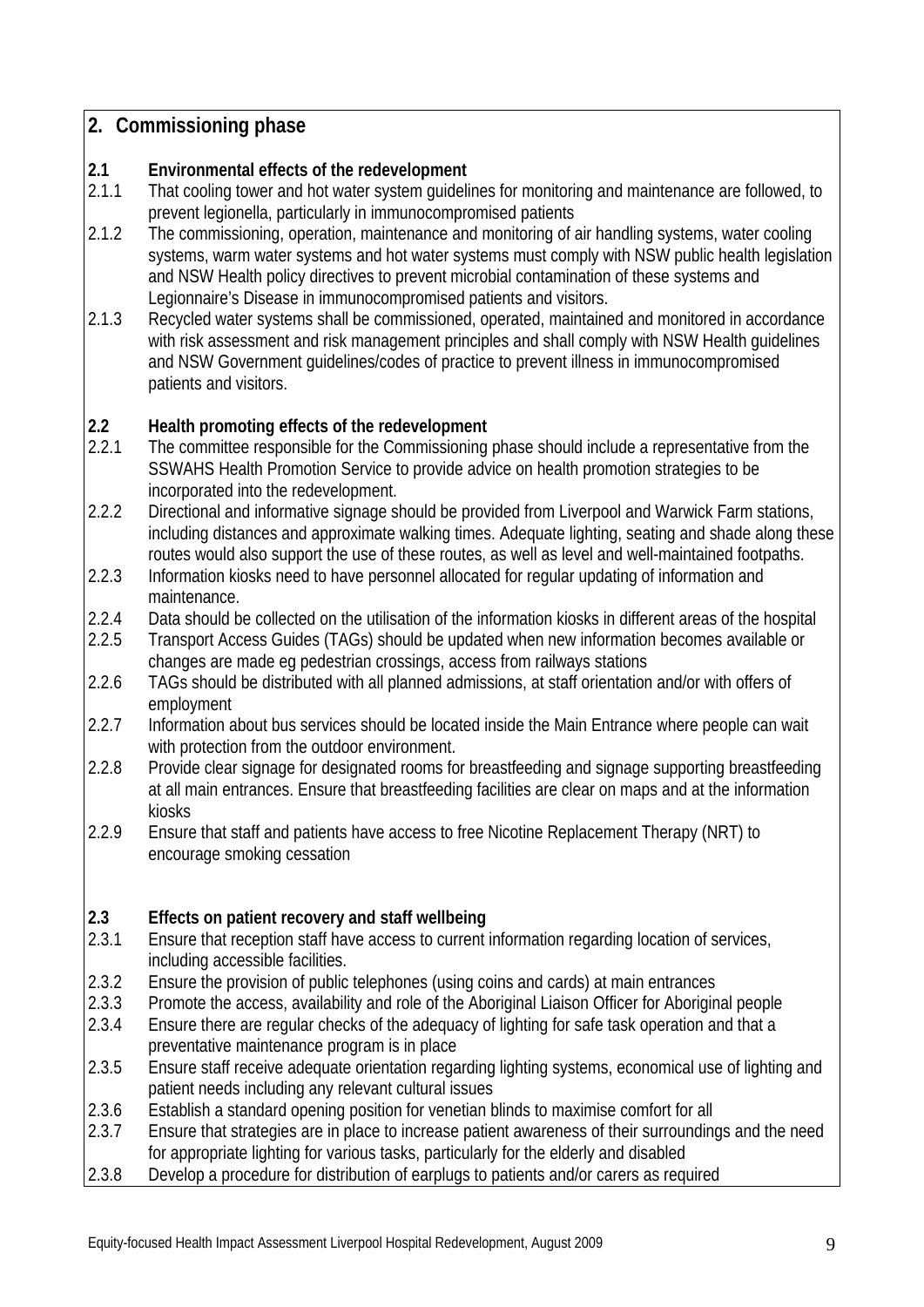## 2. Commissioning phase

### 2.1 Environmental effects of the redevelopment

2.1.1 That cooling tower and hot water system guidelines for monitoring and maintenance are followed, to prevent legionella, particularly in immunocompromised patients

2.1.2 The commissioning, operation, maintenance and monitoring of air handling systems, water cooling systems, warm water systems and hot water systems must comply with NSW public health legislation and NSW Health policy directives to prevent microbial contamination of these systems and Legionnaire's Disease in immunocompromised patients and visitors.

2.1.3 Recycled water systems shall be commissioned, operated, maintained and monitored in accordance with risk assessment and risk management principles and shall comply with NSW Health guidelines and NSW Government guidelines/codes of practice to prevent illness in immunocompromised patients and visitors.

### 2.2 Health promoting effects of the redevelopment

2.2.1 The committee responsible for the Commissioning phase should include a representative from the SSWAHS Health Promotion Service to provide advice on health promotion strategies to be incorporated into the redevelopment.

2.2.2 Directional and informative signage should be provided from Liverpool and Warwick Farm stations, including distances and approximate walking times. Adequate lighting, seating and shade along these routes would also support the use of these routes, as well as level and well-maintained footpaths.

2.2.3 Information kiosks need to have personnel allocated for regular updating of information and maintenance.

2.2.4 Data should be collected on the utilisation of the information kiosks in different areas of the hospital

2.2.5 Transport Access Guides (TAGs) should be updated when new information becomes available or changes are made eg pedestrian crossings, access from railways stations

2.2.6 TAGs should be distributed with all planned admissions, at staff orientation and/or with offers of employment

2.2.7 Information about bus services should be located inside the Main Entrance where people can wait with protection from the outdoor environment.

2.2.8 Provide clear signage for designated rooms for breastfeeding and signage supporting breastfeeding at all main entrances. Ensure that breastfeeding facilities are clear on maps and at the information kiosks

2.2.9 Ensure that staff and patients have access to free Nicotine Replacement Therapy (NRT) to encourage smoking cessation

### 2.3 Effects on patient recovery and staff wellbeing

2.3.1 Ensure that reception staff have access to current information regarding location of services, including accessible facilities.

2.3.2 Ensure the provision of public telephones (using coins and cards) at main entrances

2.3.3 Promote the access, availability and role of the Aboriginal Liaison Officer for Aboriginal people

2.3.4 Ensure there are regular checks of the adequacy of lighting for safe task operation and that a preventative maintenance program is in place

2.3.5 Ensure staff receive adequate orientation regarding lighting systems, economical use of lighting and patient needs including any relevant cultural issues

2.3.6 Establish a standard opening position for venetian blinds to maximise comfort for all

2.3.7 Ensure that strategies are in place to increase patient awareness of their surroundings and the need for appropriate lighting for various tasks, particularly for the elderly and disabled

2.3.8 Develop a procedure for distribution of earplugs to patients and/or carers as required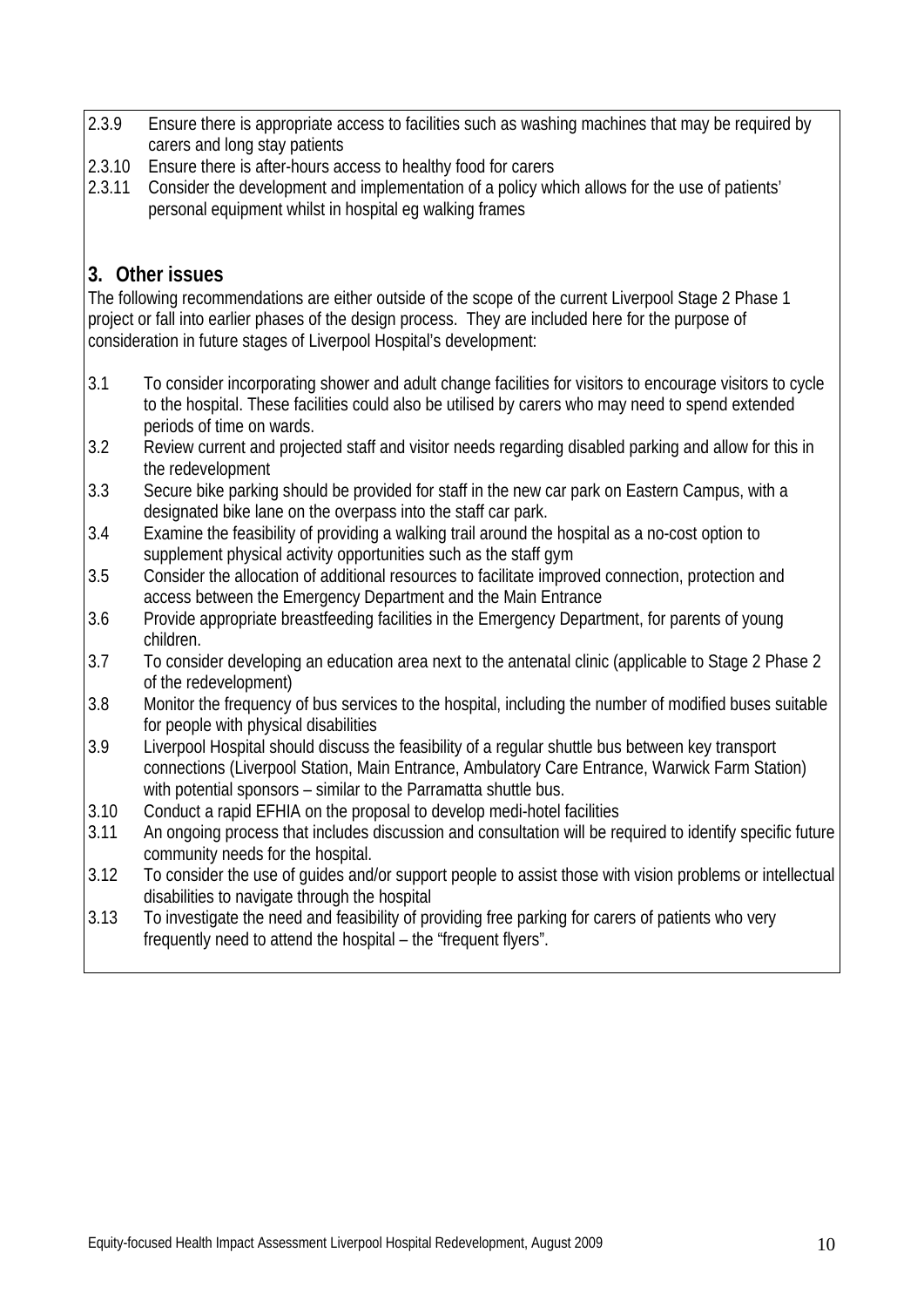2.3.9 Ensure there is appropriate access to facilities such as washing machines that may be required by carers and long stay patients

2.3.10 Ensure there is after-hours access to healthy food for carers

2.3.11 Consider the development and implementation of a policy which allows for the use of patients' personal equipment whilst in hospital eg walking frames

## 3. Other issues

The following recommendations are either outside of the scope of the current Liverpool Stage 2 Phase 1 project or fall into earlier phases of the design process. They are included here for the purpose of consideration in future stages of Liverpool Hospital's development:

3.1 To consider incorporating shower and adult change facilities for visitors to encourage visitors to cycle to the hospital. These facilities could also be utilised by carers who may need to spend extended periods of time on wards.

3.2 Review current and projected staff and visitor needs regarding disabled parking and allow for this in the redevelopment

3.3 Secure bike parking should be provided for staff in the new car park on Eastern Campus, with a designated bike lane on the overpass into the staff car park.

3.4 Examine the feasibility of providing a walking trail around the hospital as a no-cost option to supplement physical activity opportunities such as the staff gym

3.5 Consider the allocation of additional resources to facilitate improved connection, protection and access between the Emergency Department and the Main Entrance

3.6 Provide appropriate breastfeeding facilities in the Emergency Department, for parents of young children.

3.7 To consider developing an education area next to the antenatal clinic (applicable to Stage 2 Phase 2 of the redevelopment)

3.8 Monitor the frequency of bus services to the hospital, including the number of modified buses suitable for people with physical disabilities

3.9 Liverpool Hospital should discuss the feasibility of a regular shuttle bus between key transport connections (Liverpool Station, Main Entrance, Ambulatory Care Entrance, Warwick Farm Station) with potential sponsors – similar to the Parramatta shuttle bus.

3.10 Conduct a rapid EFHIA on the proposal to develop medi-hotel facilities

3.11 An ongoing process that includes discussion and consultation will be required to identify specific future community needs for the hospital.

3.12 To consider the use of guides and/or support people to assist those with vision problems or intellectual disabilities to navigate through the hospital

3.13 To investigate the need and feasibility of providing free parking for carers of patients who very frequently need to attend the hospital – the "frequent flyers".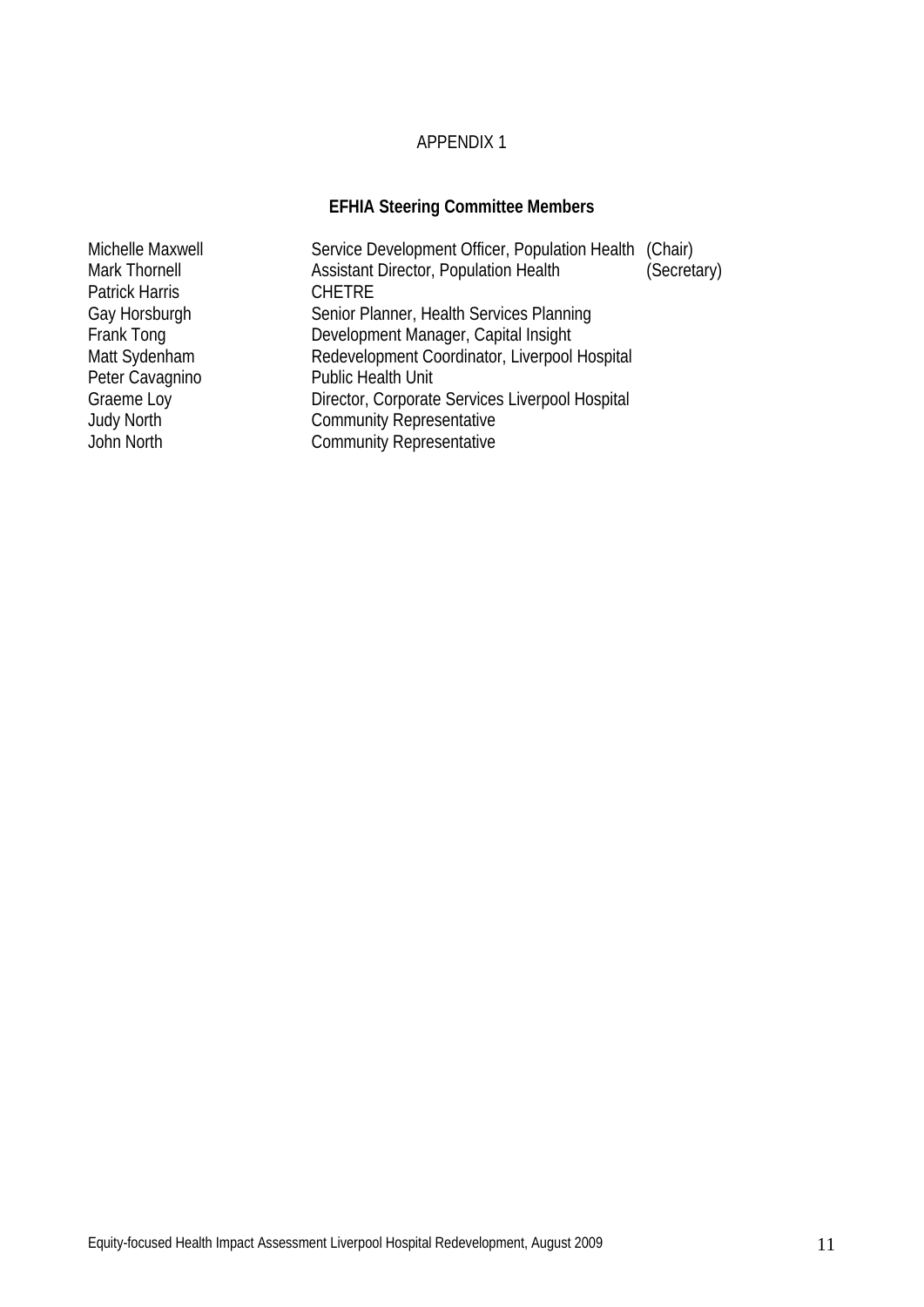APPENDIX 1

## EFHIA Steering Committee Members

| | | |
|---|---|---|
| Michelle Maxwell | Service Development Officer, Population Health | (Chair) |
| Mark Thornell | Assistant Director, Population Health | (Secretary) |
| Patrick Harris | CHETRE | |
| Gay Horsburgh | Senior Planner, Health Services Planning | |
| Frank Tong | Development Manager, Capital Insight | |
| Matt Sydenham | Redevelopment Coordinator, Liverpool Hospital | |
| Peter Cavagnino | Public Health Unit | |
| Graeme Loy | Director, Corporate Services Liverpool Hospital | |
| Judy North | Community Representative | |
| John North | Community Representative | |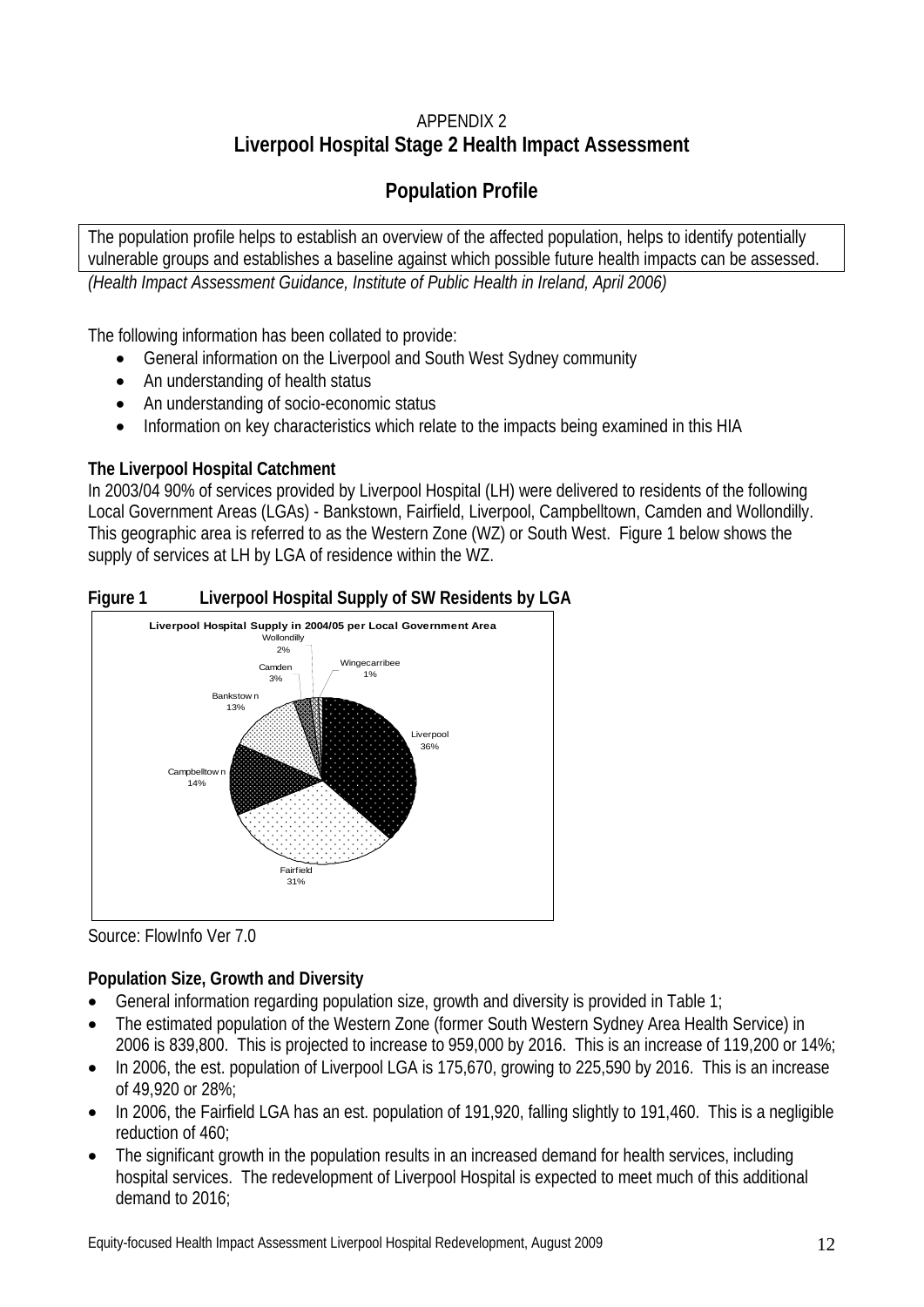APPENDIX 2

# Liverpool Hospital Stage 2 Health Impact Assessment

## Population Profile

The population profile helps to establish an overview of the affected population, helps to identify potentially vulnerable groups and establishes a baseline against which possible future health impacts can be assessed.

*(Health Impact Assessment Guidance, Institute of Public Health in Ireland, April 2006)*

The following information has been collated to provide:

- General information on the Liverpool and South West Sydney community
- An understanding of health status
- An understanding of socio-economic status
- Information on key characteristics which relate to the impacts being examined in this HIA

**The Liverpool Hospital Catchment**

In 2003/04 90% of services provided by Liverpool Hospital (LH) were delivered to residents of the following Local Government Areas (LGAs) - Bankstown, Fairfield, Liverpool, Campbelltown, Camden and Wollondilly. This geographic area is referred to as the Western Zone (WZ) or South West. Figure 1 below shows the supply of services at LH by LGA of residence within the WZ.

**Figure 1 Liverpool Hospital Supply of SW Residents by LGA**

Liverpool Hospital Supply in 2004/05 per Local Government Area

| LGA | % |
|---|---|
| Liverpool | 36% |
| Fairfield | 31% |
| Campbelltown | 14% |
| Bankstown | 13% |
| Camden | 3% |
| Wollondilly | 2% |
| Wingecarribee | 1% |

Source: FlowInfo Ver 7.0

**Population Size, Growth and Diversity**

- General information regarding population size, growth and diversity is provided in Table 1;
- The estimated population of the Western Zone (former South Western Sydney Area Health Service) in 2006 is 839,800. This is projected to increase to 959,000 by 2016. This is an increase of 119,200 or 14%;
- In 2006, the est. population of Liverpool LGA is 175,670, growing to 225,590 by 2016. This is an increase of 49,920 or 28%;
- In 2006, the Fairfield LGA has an est. population of 191,920, falling slightly to 191,460. This is a negligible reduction of 460;
- The significant growth in the population results in an increased demand for health services, including hospital services. The redevelopment of Liverpool Hospital is expected to meet much of this additional demand to 2016;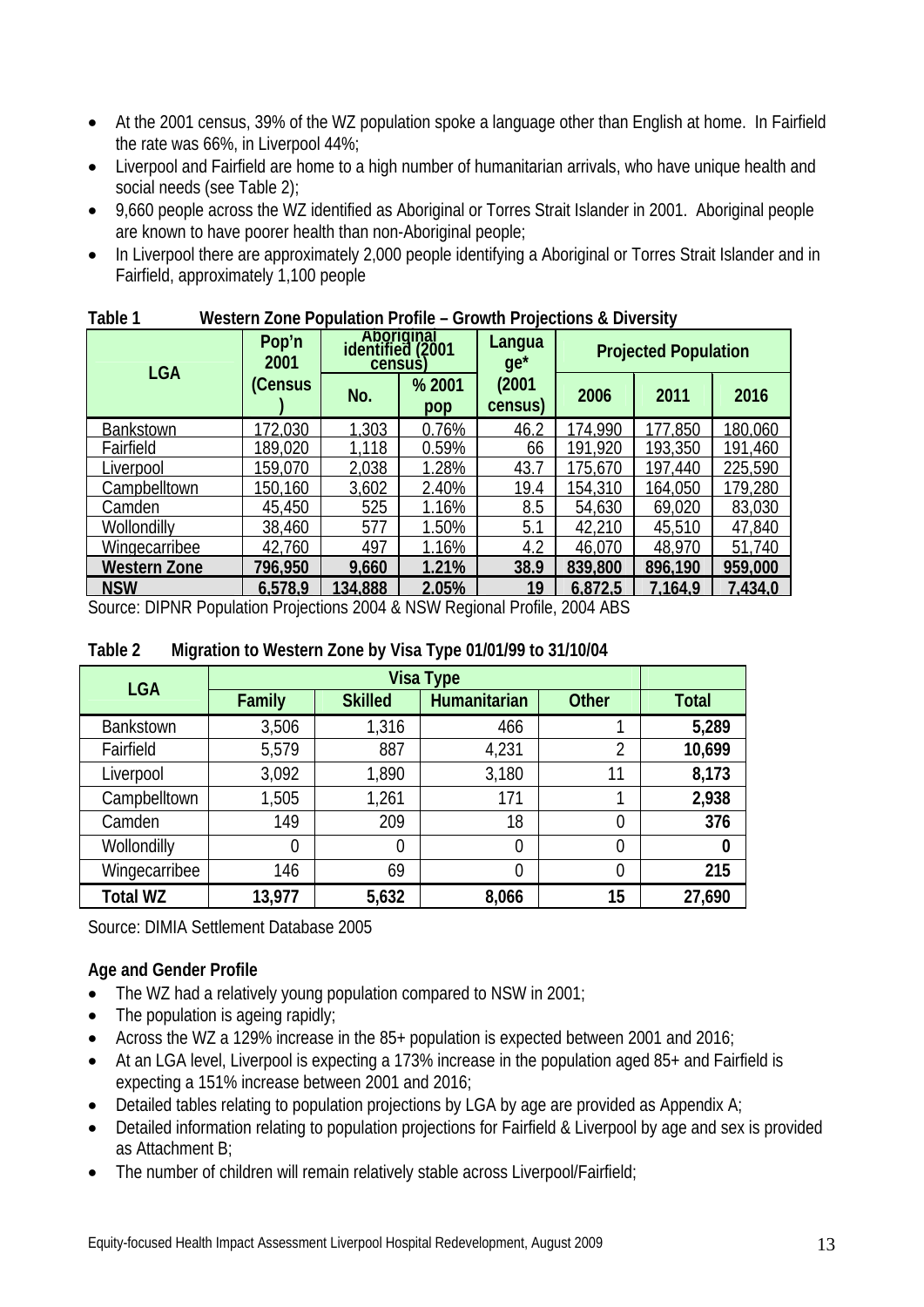- At the 2001 census, 39% of the WZ population spoke a language other than English at home. In Fairfield the rate was 66%, in Liverpool 44%;
- Liverpool and Fairfield are home to a high number of humanitarian arrivals, who have unique health and social needs (see Table 2);
- 9,660 people across the WZ identified as Aboriginal or Torres Strait Islander in 2001. Aboriginal people are known to have poorer health than non-Aboriginal people;
- In Liverpool there are approximately 2,000 people identifying a Aboriginal or Torres Strait Islander and in Fairfield, approximately 1,100 people

**Table 1 Western Zone Population Profile – Growth Projections & Diversity**

| LGA | Pop'n 2001 (Census) | Aboriginal identified (2001 census) | | Language* (2001 census) | Projected Population | | |
|---|---|---|---|---|---|---|---|
| | | No. | % 2001 pop | | 2006 | 2011 | 2016 |
| Bankstown | 172,030 | 1,303 | 0.76% | 46.2 | 174,990 | 177,850 | 180,060 |
| Fairfield | 189,020 | 1,118 | 0.59% | 66 | 191,920 | 193,350 | 191,460 |
| Liverpool | 159,070 | 2,038 | 1.28% | 43.7 | 175,670 | 197,440 | 225,590 |
| Campbelltown | 150,160 | 3,602 | 2.40% | 19.4 | 154,310 | 164,050 | 179,280 |
| Camden | 45,450 | 525 | 1.16% | 8.5 | 54,630 | 69,020 | 83,030 |
| Wollondilly | 38,460 | 577 | 1.50% | 5.1 | 42,210 | 45,510 | 47,840 |
| Wingecarribee | 42,760 | 497 | 1.16% | 4.2 | 46,070 | 48,970 | 51,740 |
| **Western Zone** | **796,950** | **9,660** | **1.21%** | **38.9** | **839,800** | **896,190** | **959,000** |
| **NSW** | **6,578.9** | **134,888** | **2.05%** | **19** | **6,872.5** | **7,164.9** | **7,434.0** |

Source: DIPNR Population Projections 2004 & NSW Regional Profile, 2004 ABS

**Table 2 Migration to Western Zone by Visa Type 01/01/99 to 31/10/04**

| LGA | Visa Type | | | | |
|---|---|---|---|---|---|
| | Family | Skilled | Humanitarian | Other | Total |
| Bankstown | 3,506 | 1,316 | 466 | 1 | **5,289** |
| Fairfield | 5,579 | 887 | 4,231 | 2 | **10,699** |
| Liverpool | 3,092 | 1,890 | 3,180 | 11 | **8,173** |
| Campbelltown | 1,505 | 1,261 | 171 | 1 | **2,938** |
| Camden | 149 | 209 | 18 | 0 | **376** |
| Wollondilly | 0 | 0 | 0 | 0 | **0** |
| Wingecarribee | 146 | 69 | 0 | 0 | **215** |
| **Total WZ** | **13,977** | **5,632** | **8,066** | **15** | **27,690** |

Source: DIMIA Settlement Database 2005

**Age and Gender Profile**

- The WZ had a relatively young population compared to NSW in 2001;
- The population is ageing rapidly;
- Across the WZ a 129% increase in the 85+ population is expected between 2001 and 2016;
- At an LGA level, Liverpool is expecting a 173% increase in the population aged 85+ and Fairfield is expecting a 151% increase between 2001 and 2016;
- Detailed tables relating to population projections by LGA by age are provided as Appendix A;
- Detailed information relating to population projections for Fairfield & Liverpool by age and sex is provided as Attachment B;
- The number of children will remain relatively stable across Liverpool/Fairfield;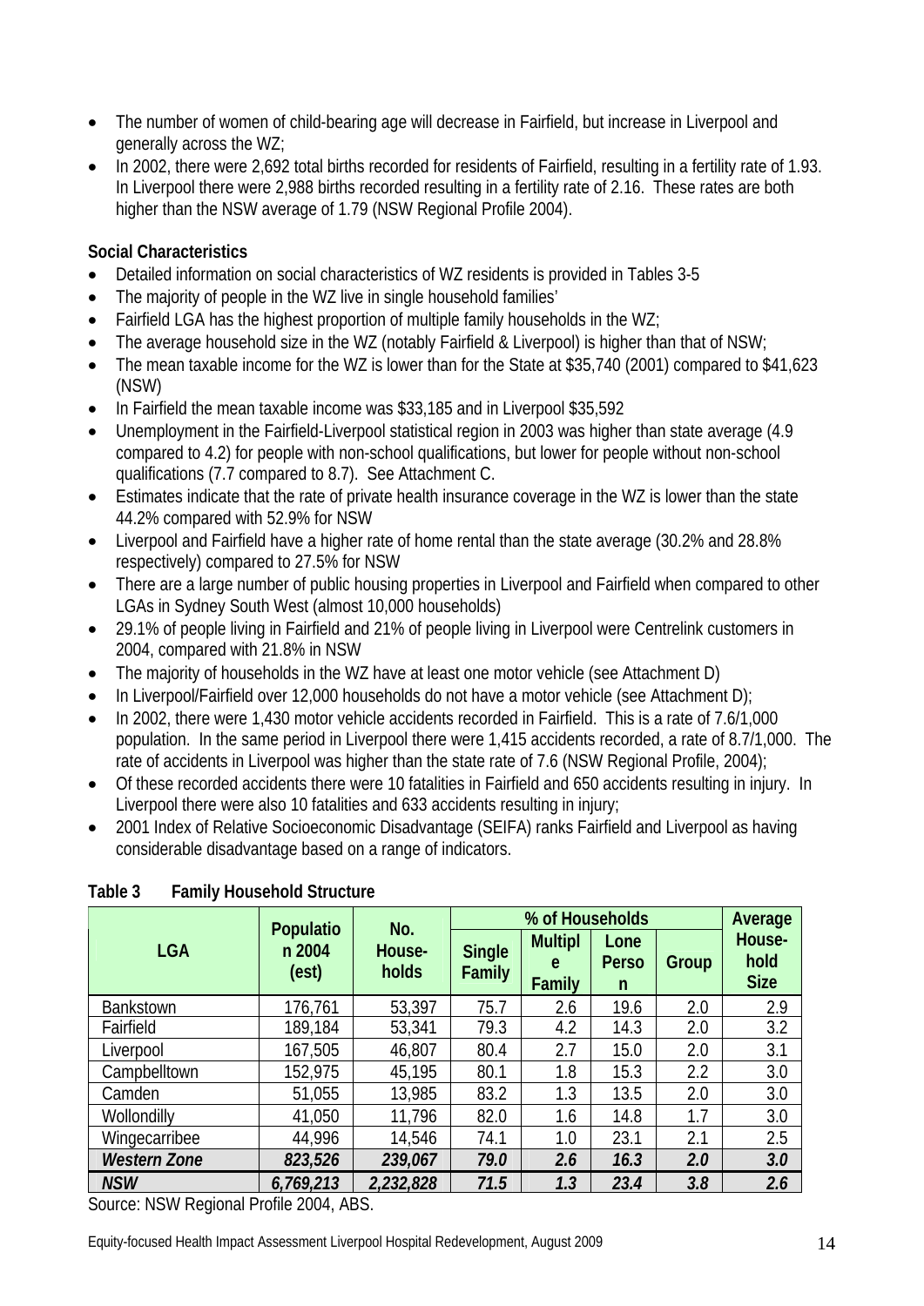- The number of women of child-bearing age will decrease in Fairfield, but increase in Liverpool and generally across the WZ;
- In 2002, there were 2,692 total births recorded for residents of Fairfield, resulting in a fertility rate of 1.93. In Liverpool there were 2,988 births recorded resulting in a fertility rate of 2.16. These rates are both higher than the NSW average of 1.79 (NSW Regional Profile 2004).

**Social Characteristics**

- Detailed information on social characteristics of WZ residents is provided in Tables 3-5
- The majority of people in the WZ live in single household families'
- Fairfield LGA has the highest proportion of multiple family households in the WZ;
- The average household size in the WZ (notably Fairfield & Liverpool) is higher than that of NSW;
- The mean taxable income for the WZ is lower than for the State at $35,740 (2001) compared to $41,623 (NSW)
- In Fairfield the mean taxable income was $33,185 and in Liverpool $35,592
- Unemployment in the Fairfield-Liverpool statistical region in 2003 was higher than state average (4.9 compared to 4.2) for people with non-school qualifications, but lower for people without non-school qualifications (7.7 compared to 8.7). See Attachment C.
- Estimates indicate that the rate of private health insurance coverage in the WZ is lower than the state 44.2% compared with 52.9% for NSW
- Liverpool and Fairfield have a higher rate of home rental than the state average (30.2% and 28.8% respectively) compared to 27.5% for NSW
- There are a large number of public housing properties in Liverpool and Fairfield when compared to other LGAs in Sydney South West (almost 10,000 households)
- 29.1% of people living in Fairfield and 21% of people living in Liverpool were Centrelink customers in 2004, compared with 21.8% in NSW
- The majority of households in the WZ have at least one motor vehicle (see Attachment D)
- In Liverpool/Fairfield over 12,000 households do not have a motor vehicle (see Attachment D);
- In 2002, there were 1,430 motor vehicle accidents recorded in Fairfield. This is a rate of 7.6/1,000 population. In the same period in Liverpool there were 1,415 accidents recorded, a rate of 8.7/1,000. The rate of accidents in Liverpool was higher than the state rate of 7.6 (NSW Regional Profile, 2004);
- Of these recorded accidents there were 10 fatalities in Fairfield and 650 accidents resulting in injury. In Liverpool there were also 10 fatalities and 633 accidents resulting in injury;
- 2001 Index of Relative Socioeconomic Disadvantage (SEIFA) ranks Fairfield and Liverpool as having considerable disadvantage based on a range of indicators.

**Table 3 Family Household Structure**

| LGA | Population 2004 (est) | No. House-holds | % of Households | | | | Average House-hold Size |
|---|---|---|---|---|---|---|---|
| | | | Single Family | Multiple Family | Lone Person | Group | |
| Bankstown | 176,761 | 53,397 | 75.7 | 2.6 | 19.6 | 2.0 | 2.9 |
| Fairfield | 189,184 | 53,341 | 79.3 | 4.2 | 14.3 | 2.0 | 3.2 |
| Liverpool | 167,505 | 46,807 | 80.4 | 2.7 | 15.0 | 2.0 | 3.1 |
| Campbelltown | 152,975 | 45,195 | 80.1 | 1.8 | 15.3 | 2.2 | 3.0 |
| Camden | 51,055 | 13,985 | 83.2 | 1.3 | 13.5 | 2.0 | 3.0 |
| Wollondilly | 41,050 | 11,796 | 82.0 | 1.6 | 14.8 | 1.7 | 3.0 |
| Wingecarribee | 44,996 | 14,546 | 74.1 | 1.0 | 23.1 | 2.1 | 2.5 |
| ***Western Zone*** | ***823,526*** | ***239,067*** | ***79.0*** | ***2.6*** | ***16.3*** | ***2.0*** | ***3.0*** |
| ***NSW*** | ***6,769,213*** | ***2,232,828*** | ***71.5*** | ***1.3*** | ***23.4*** | ***3.8*** | ***2.6*** |

Source: NSW Regional Profile 2004, ABS.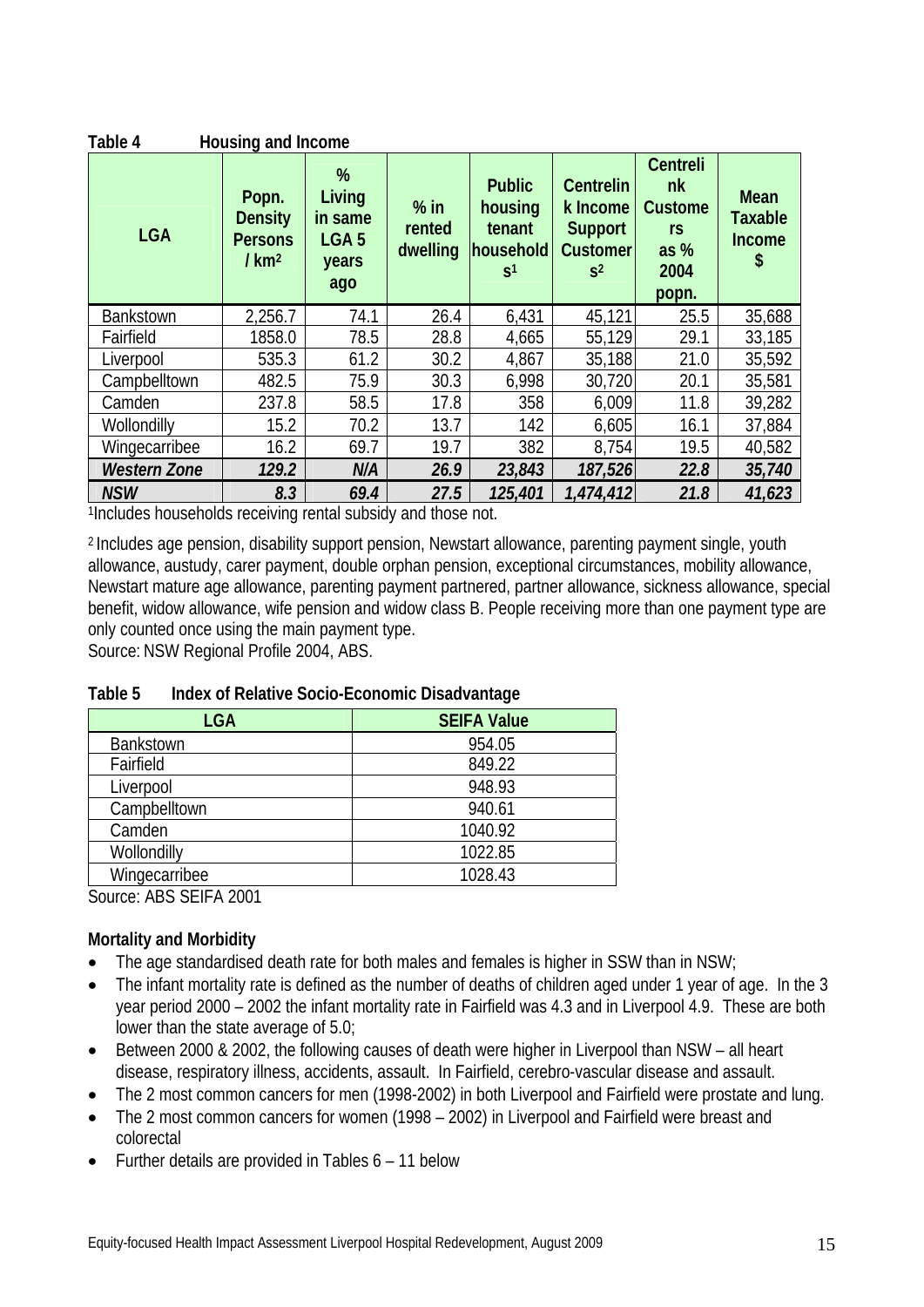**Table 4 Housing and Income**

| LGA | Popn. Density Persons / km² | % Living in same LGA 5 years ago | % in rented dwelling | Public housing tenant households[1] | Centrelink Income Support Customers[2] | Centrelink Customers as % 2004 popn. | Mean Taxable Income $ |
|---|---|---|---|---|---|---|---|
| Bankstown | 2,256.7 | 74.1 | 26.4 | 6,431 | 45,121 | 25.5 | 35,688 |
| Fairfield | 1858.0 | 78.5 | 28.8 | 4,665 | 55,129 | 29.1 | 33,185 |
| Liverpool | 535.3 | 61.2 | 30.2 | 4,867 | 35,188 | 21.0 | 35,592 |
| Campbelltown | 482.5 | 75.9 | 30.3 | 6,998 | 30,720 | 20.1 | 35,581 |
| Camden | 237.8 | 58.5 | 17.8 | 358 | 6,009 | 11.8 | 39,282 |
| Wollondilly | 15.2 | 70.2 | 13.7 | 142 | 6,605 | 16.1 | 37,884 |
| Wingecarribee | 16.2 | 69.7 | 19.7 | 382 | 8,754 | 19.5 | 40,582 |
| ***Western Zone*** | ***129.2*** | ***N/A*** | ***26.9*** | ***23,843*** | ***187,526*** | ***22.8*** | ***35,740*** |
| ***NSW*** | ***8.3*** | ***69.4*** | ***27.5*** | ***125,401*** | ***1,474,412*** | ***21.8*** | ***41,623*** |

[1]Includes households receiving rental subsidy and those not.

[2] Includes age pension, disability support pension, Newstart allowance, parenting payment single, youth allowance, austudy, carer payment, double orphan pension, exceptional circumstances, mobility allowance, Newstart mature age allowance, parenting payment partnered, partner allowance, sickness allowance, special benefit, widow allowance, wife pension and widow class B. People receiving more than one payment type are only counted once using the main payment type.

Source: NSW Regional Profile 2004, ABS.

**Table 5 Index of Relative Socio-Economic Disadvantage**

| LGA | SEIFA Value |
|---|---|
| Bankstown | 954.05 |
| Fairfield | 849.22 |
| Liverpool | 948.93 |
| Campbelltown | 940.61 |
| Camden | 1040.92 |
| Wollondilly | 1022.85 |
| Wingecarribee | 1028.43 |

Source: ABS SEIFA 2001

**Mortality and Morbidity**

- The age standardised death rate for both males and females is higher in SSW than in NSW;
- The infant mortality rate is defined as the number of deaths of children aged under 1 year of age. In the 3 year period 2000 – 2002 the infant mortality rate in Fairfield was 4.3 and in Liverpool 4.9. These are both lower than the state average of 5.0;
- Between 2000 & 2002, the following causes of death were higher in Liverpool than NSW – all heart disease, respiratory illness, accidents, assault. In Fairfield, cerebro-vascular disease and assault.
- The 2 most common cancers for men (1998-2002) in both Liverpool and Fairfield were prostate and lung.
- The 2 most common cancers for women (1998 – 2002) in Liverpool and Fairfield were breast and colorectal
- Further details are provided in Tables 6 – 11 below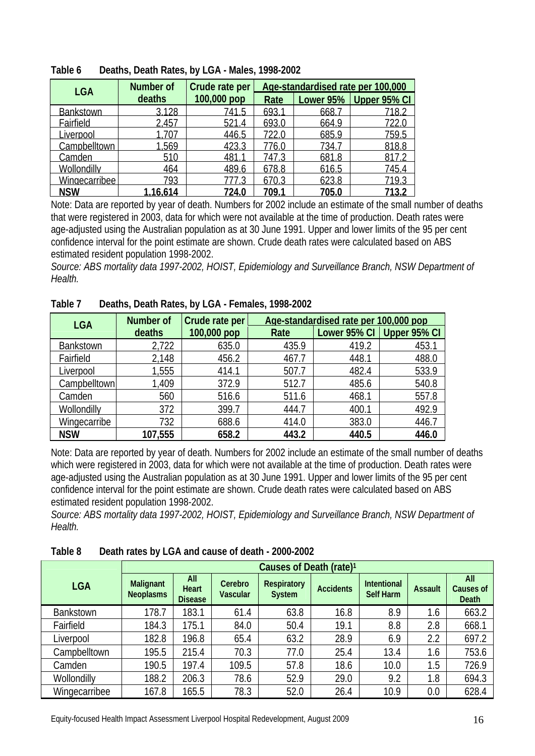**Table 6 Deaths, Death Rates, by LGA - Males, 1998-2002**

| LGA | Number of deaths | Crude rate per 100,000 pop | Age-standardised rate per 100,000 | | |
|---|---|---|---|---|---|
| | | | Rate | Lower 95% | Upper 95% CI |
| Bankstown | 3,128 | 741.5 | 693.1 | 668.7 | 718.2 |
| Fairfield | 2,457 | 521.4 | 693.0 | 664.9 | 722.0 |
| Liverpool | 1,707 | 446.5 | 722.0 | 685.9 | 759.5 |
| Campbelltown | 1,569 | 423.3 | 776.0 | 734.7 | 818.8 |
| Camden | 510 | 481.1 | 747.3 | 681.8 | 817.2 |
| Wollondilly | 464 | 489.6 | 678.8 | 616.5 | 745.4 |
| Wingecarribee | 793 | 777.3 | 670.3 | 623.8 | 719.3 |
| **NSW** | **1,16,614** | **724.0** | **709.1** | **705.0** | **713.2** |

Note: Data are reported by year of death. Numbers for 2002 include an estimate of the small number of deaths that were registered in 2003, data for which were not available at the time of production. Death rates were age-adjusted using the Australian population as at 30 June 1991. Upper and lower limits of the 95 per cent confidence interval for the point estimate are shown. Crude death rates were calculated based on ABS estimated resident population 1998-2002.

*Source: ABS mortality data 1997-2002, HOIST, Epidemiology and Surveillance Branch, NSW Department of Health.*

**Table 7 Deaths, Death Rates, by LGA - Females, 1998-2002**

| LGA | Number of deaths | Crude rate per 100,000 pop | Age-standardised rate per 100,000 pop | | |
|---|---|---|---|---|---|
| | | | Rate | Lower 95% CI | Upper 95% CI |
| Bankstown | 2,722 | 635.0 | 435.9 | 419.2 | 453.1 |
| Fairfield | 2,148 | 456.2 | 467.7 | 448.1 | 488.0 |
| Liverpool | 1,555 | 414.1 | 507.7 | 482.4 | 533.9 |
| Campbelltown | 1,409 | 372.9 | 512.7 | 485.6 | 540.8 |
| Camden | 560 | 516.6 | 511.6 | 468.1 | 557.8 |
| Wollondilly | 372 | 399.7 | 444.7 | 400.1 | 492.9 |
| Wingecarribe | 732 | 688.6 | 414.0 | 383.0 | 446.7 |
| **NSW** | **107,555** | **658.2** | **443.2** | **440.5** | **446.0** |

Note: Data are reported by year of death. Numbers for 2002 include an estimate of the small number of deaths which were registered in 2003, data for which were not available at the time of production. Death rates were age-adjusted using the Australian population as at 30 June 1991. Upper and lower limits of the 95 per cent confidence interval for the point estimate are shown. Crude death rates were calculated based on ABS estimated resident population 1998-2002.

*Source: ABS mortality data 1997-2002, HOIST, Epidemiology and Surveillance Branch, NSW Department of Health.*

**Table 8 Death rates by LGA and cause of death - 2000-2002**

| LGA | Causes of Death (rate)[1] | | | | | | | |
|---|---|---|---|---|---|---|---|---|
| | Malignant Neoplasms | All Heart Disease | Cerebro Vascular | Respiratory System | Accidents | Intentional Self Harm | Assault | All Causes of Death |
| Bankstown | 178.7 | 183.1 | 61.4 | 63.8 | 16.8 | 8.9 | 1.6 | 663.2 |
| Fairfield | 184.3 | 175.1 | 84.0 | 50.4 | 19.1 | 8.8 | 2.8 | 668.1 |
| Liverpool | 182.8 | 196.8 | 65.4 | 63.2 | 28.9 | 6.9 | 2.2 | 697.2 |
| Campbelltown | 195.5 | 215.4 | 70.3 | 77.0 | 25.4 | 13.4 | 1.6 | 753.6 |
| Camden | 190.5 | 197.4 | 109.5 | 57.8 | 18.6 | 10.0 | 1.5 | 726.9 |
| Wollondilly | 188.2 | 206.3 | 78.6 | 52.9 | 29.0 | 9.2 | 1.8 | 694.3 |
| Wingecarribee | 167.8 | 165.5 | 78.3 | 52.0 | 26.4 | 10.9 | 0.0 | 628.4 |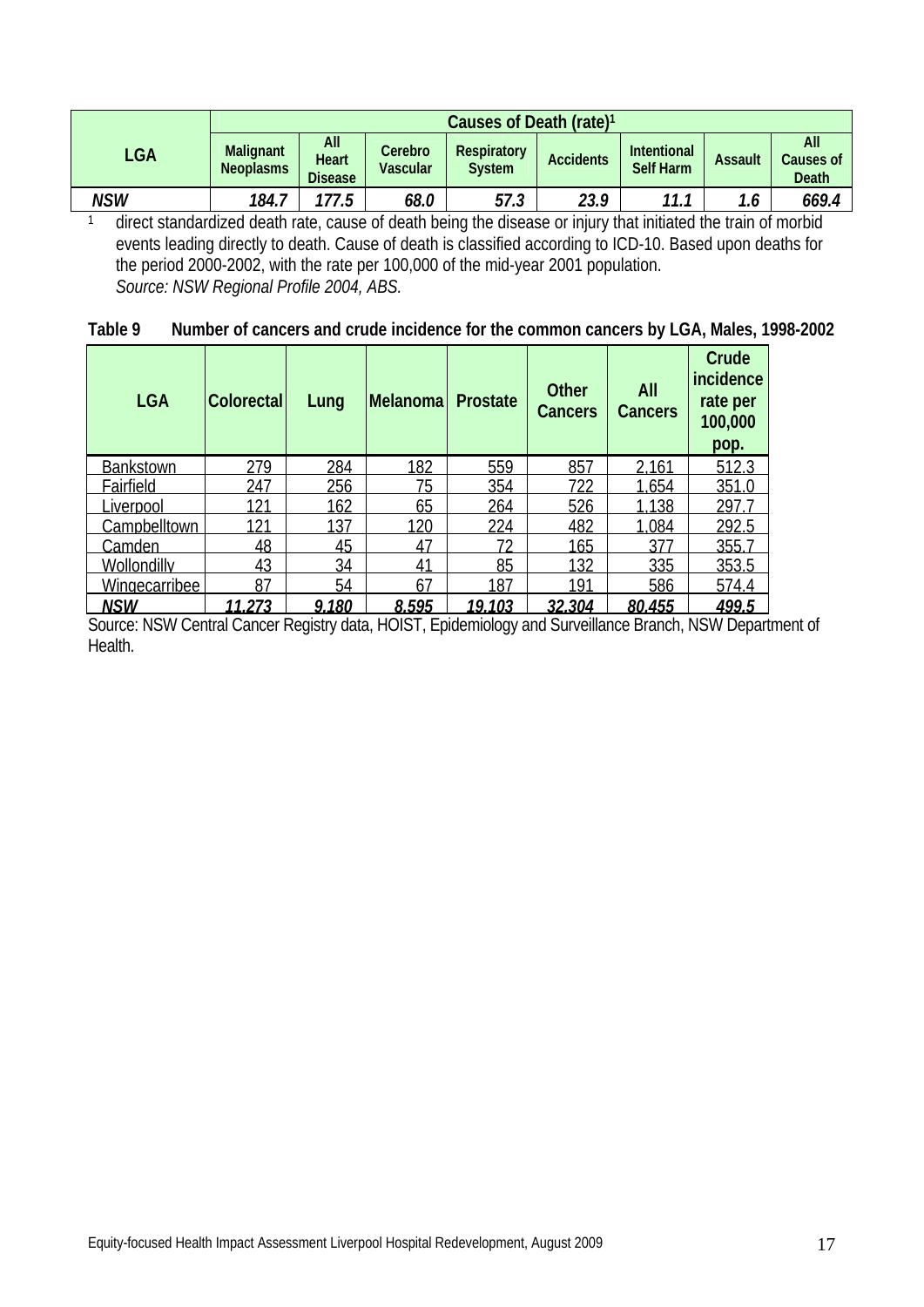| LGA | Causes of Death (rate)[1] | | | | | | | |
|---|---|---|---|---|---|---|---|---|
| | Malignant Neoplasms | All Heart Disease | Cerebro Vascular | Respiratory System | Accidents | Intentional Self Harm | Assault | All Causes of Death |
| ***NSW*** | ***184.7*** | ***177.5*** | ***68.0*** | ***57.3*** | ***23.9*** | ***11.1*** | ***1.6*** | ***669.4*** |

[1] direct standardized death rate, cause of death being the disease or injury that initiated the train of morbid events leading directly to death. Cause of death is classified according to ICD-10. Based upon deaths for the period 2000-2002, with the rate per 100,000 of the mid-year 2001 population.
*Source: NSW Regional Profile 2004, ABS.*

**Table 9 Number of cancers and crude incidence for the common cancers by LGA, Males, 1998-2002**

| LGA | Colorectal | Lung | Melanoma | Prostate | Other Cancers | All Cancers | Crude incidence rate per 100,000 pop. |
|---|---|---|---|---|---|---|---|
| Bankstown | 279 | 284 | 182 | 559 | 857 | 2,161 | 512.3 |
| Fairfield | 247 | 256 | 75 | 354 | 722 | 1,654 | 351.0 |
| Liverpool | 121 | 162 | 65 | 264 | 526 | 1,138 | 297.7 |
| Campbelltown | 121 | 137 | 120 | 224 | 482 | 1,084 | 292.5 |
| Camden | 48 | 45 | 47 | 72 | 165 | 377 | 355.7 |
| Wollondilly | 43 | 34 | 41 | 85 | 132 | 335 | 353.5 |
| Wingecarribee | 87 | 54 | 67 | 187 | 191 | 586 | 574.4 |
| ***NSW*** | ***11,273*** | ***9,180*** | ***8,595*** | ***19,103*** | ***32,304*** | ***80,455*** | ***499.5*** |

Source: NSW Central Cancer Registry data, HOIST, Epidemiology and Surveillance Branch, NSW Department of Health.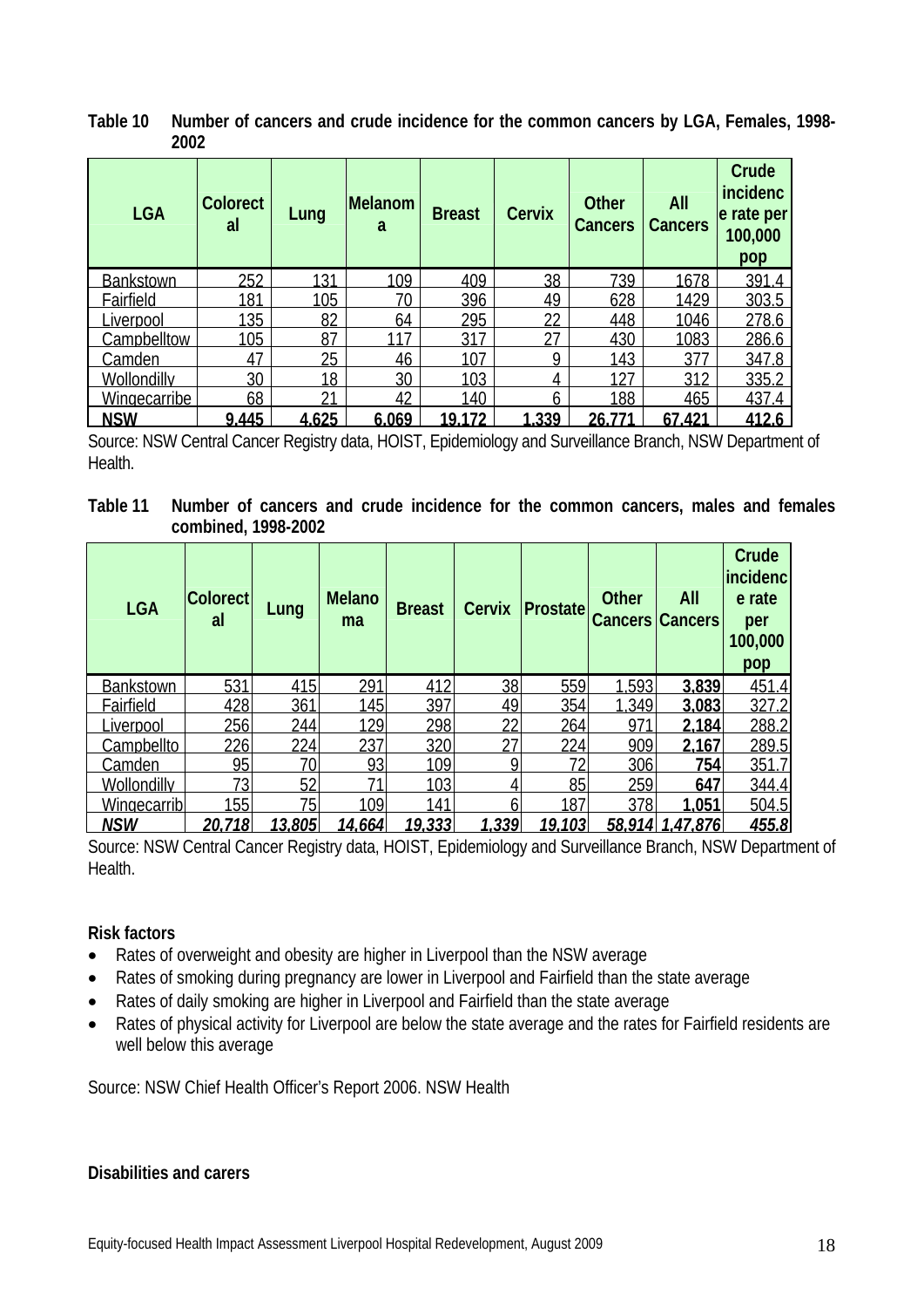**Table 10 Number of cancers and crude incidence for the common cancers by LGA, Females, 1998-2002**

| LGA | Colorectal | Lung | Melanoma | Breast | Cervix | Other Cancers | All Cancers | Crude incidence rate per 100,000 pop |
|---|---|---|---|---|---|---|---|---|
| Bankstown | 252 | 131 | 109 | 409 | 38 | 739 | 1678 | 391.4 |
| Fairfield | 181 | 105 | 70 | 396 | 49 | 628 | 1429 | 303.5 |
| Liverpool | 135 | 82 | 64 | 295 | 22 | 448 | 1046 | 278.6 |
| Campbelltow | 105 | 87 | 117 | 317 | 27 | 430 | 1083 | 286.6 |
| Camden | 47 | 25 | 46 | 107 | 9 | 143 | 377 | 347.8 |
| Wollondilly | 30 | 18 | 30 | 103 | 4 | 127 | 312 | 335.2 |
| Wingecarribe | 68 | 21 | 42 | 140 | 6 | 188 | 465 | 437.4 |
| **NSW** | **9,445** | **4,625** | **6,069** | **19,172** | **1,339** | **26,771** | **67,421** | **412.6** |

Source: NSW Central Cancer Registry data, HOIST, Epidemiology and Surveillance Branch, NSW Department of Health.

**Table 11 Number of cancers and crude incidence for the common cancers, males and females combined, 1998-2002**

| LGA | Colorectal | Lung | Melanoma | Breast | Cervix | Prostate | Other Cancers | All Cancers | Crude incidence rate per 100,000 pop |
|---|---|---|---|---|---|---|---|---|---|
| Bankstown | 531 | 415 | 291 | 412 | 38 | 559 | 1,593 | **3,839** | 451.4 |
| Fairfield | 428 | 361 | 145 | 397 | 49 | 354 | 1,349 | **3,083** | 327.2 |
| Liverpool | 256 | 244 | 129 | 298 | 22 | 264 | 971 | **2,184** | 288.2 |
| Campbellto | 226 | 224 | 237 | 320 | 27 | 224 | 909 | **2,167** | 289.5 |
| Camden | 95 | 70 | 93 | 109 | 9 | 72 | 306 | **754** | 351.7 |
| Wollondilly | 73 | 52 | 71 | 103 | 4 | 85 | 259 | **647** | 344.4 |
| Wingecarrib | 155 | 75 | 109 | 141 | 6 | 187 | 378 | **1,051** | 504.5 |
| ***NSW*** | ***20,718*** | ***13,805*** | ***14,664*** | ***19,333*** | ***1,339*** | ***19,103*** | ***58,914*** | ***1,47,876*** | ***455.8*** |

Source: NSW Central Cancer Registry data, HOIST, Epidemiology and Surveillance Branch, NSW Department of Health.

**Risk factors**

- Rates of overweight and obesity are higher in Liverpool than the NSW average
- Rates of smoking during pregnancy are lower in Liverpool and Fairfield than the state average
- Rates of daily smoking are higher in Liverpool and Fairfield than the state average
- Rates of physical activity for Liverpool are below the state average and the rates for Fairfield residents are well below this average

Source: NSW Chief Health Officer's Report 2006. NSW Health

**Disabilities and carers**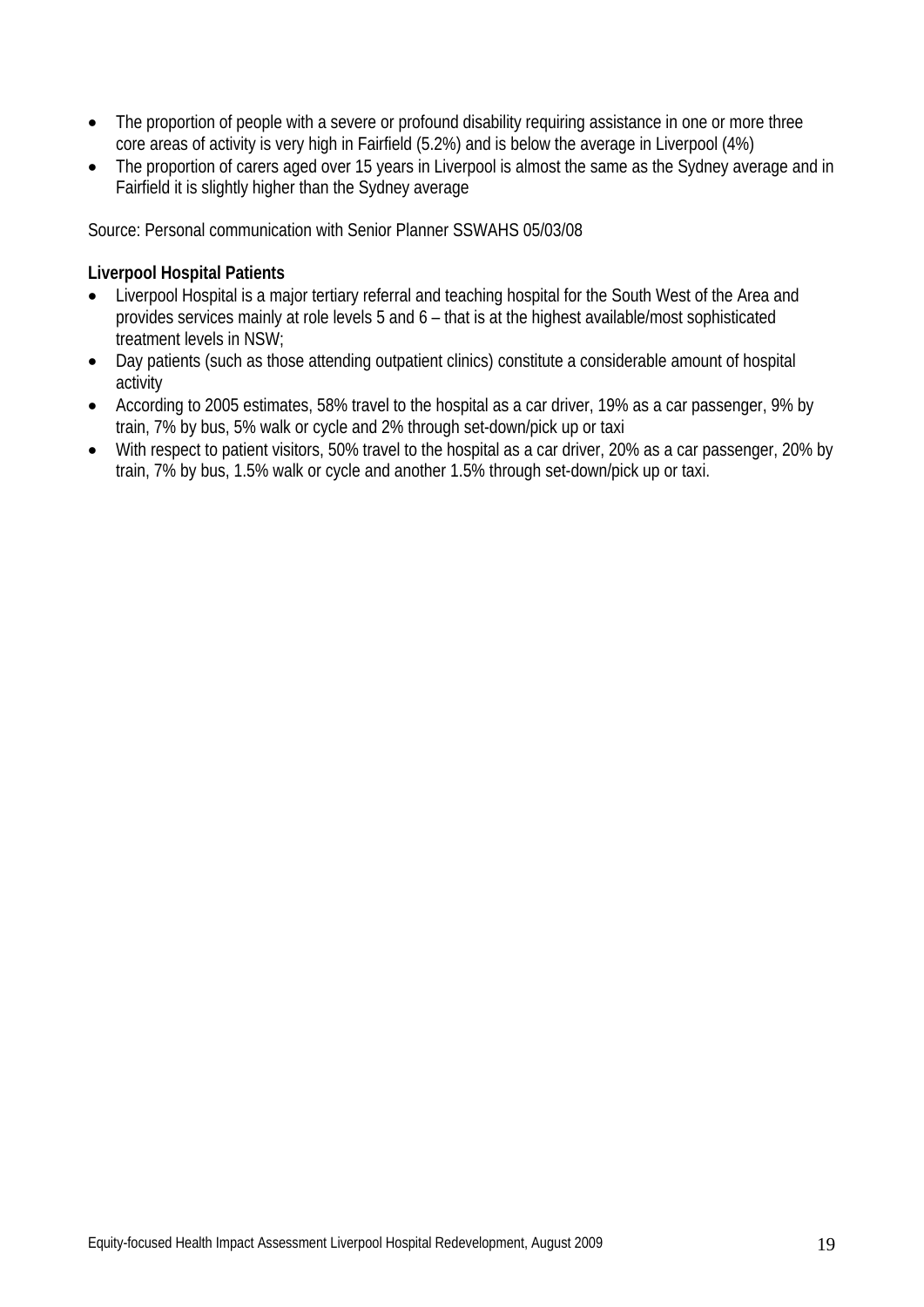- The proportion of people with a severe or profound disability requiring assistance in one or more three core areas of activity is very high in Fairfield (5.2%) and is below the average in Liverpool (4%)
- The proportion of carers aged over 15 years in Liverpool is almost the same as the Sydney average and in Fairfield it is slightly higher than the Sydney average

Source: Personal communication with Senior Planner SSWAHS 05/03/08

**Liverpool Hospital Patients**

- Liverpool Hospital is a major tertiary referral and teaching hospital for the South West of the Area and provides services mainly at role levels 5 and 6 – that is at the highest available/most sophisticated treatment levels in NSW;
- Day patients (such as those attending outpatient clinics) constitute a considerable amount of hospital activity
- According to 2005 estimates, 58% travel to the hospital as a car driver, 19% as a car passenger, 9% by train, 7% by bus, 5% walk or cycle and 2% through set-down/pick up or taxi
- With respect to patient visitors, 50% travel to the hospital as a car driver, 20% as a car passenger, 20% by train, 7% by bus, 1.5% walk or cycle and another 1.5% through set-down/pick up or taxi.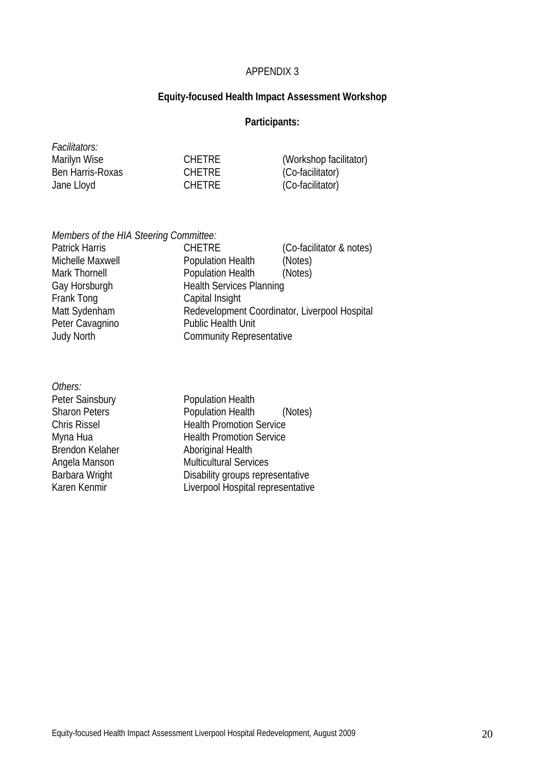APPENDIX 3

**Equity-focused Health Impact Assessment Workshop**

**Participants:**

*Facilitators:*

| | | |
|---|---|---|
| Marilyn Wise | CHETRE | (Workshop facilitator) |
| Ben Harris-Roxas | CHETRE | (Co-facilitator) |
| Jane Lloyd | CHETRE | (Co-facilitator) |

*Members of the HIA Steering Committee:*

| | | |
|---|---|---|
| Patrick Harris | CHETRE | (Co-facilitator & notes) |
| Michelle Maxwell | Population Health | (Notes) |
| Mark Thornell | Population Health | (Notes) |
| Gay Horsburgh | Health Services Planning | |
| Frank Tong | Capital Insight | |
| Matt Sydenham | Redevelopment Coordinator, Liverpool Hospital | |
| Peter Cavagnino | Public Health Unit | |
| Judy North | Community Representative | |

*Others:*

| | | |
|---|---|---|
| Peter Sainsbury | Population Health | |
| Sharon Peters | Population Health | (Notes) |
| Chris Rissel | Health Promotion Service | |
| Myna Hua | Health Promotion Service | |
| Brendon Kelaher | Aboriginal Health | |
| Angela Manson | Multicultural Services | |
| Barbara Wright | Disability groups representative | |
| Karen Kenmir | Liverpool Hospital representative | |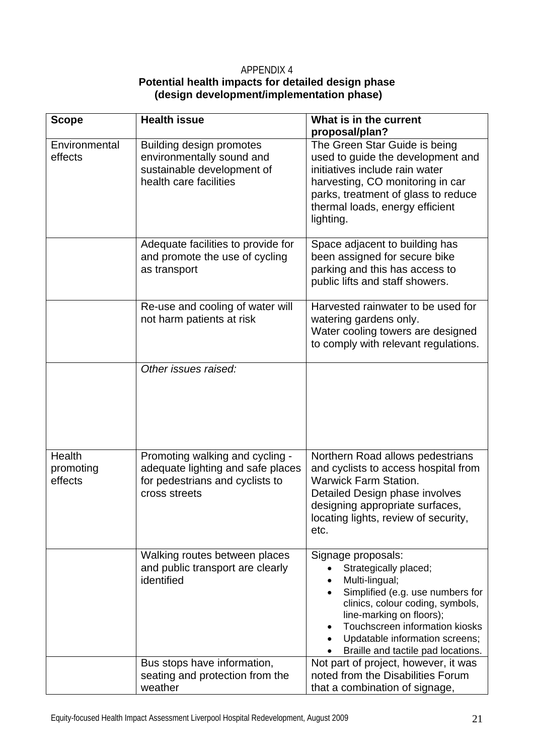APPENDIX 4

**Potential health impacts for detailed design phase (design development/implementation phase)**

| **Scope** | **Health issue** | **What is in the current proposal/plan?** |
|---|---|---|
| Environmental effects | Building design promotes environmentally sound and sustainable development of health care facilities | The Green Star Guide is being used to guide the development and initiatives include rain water harvesting, CO monitoring in car parks, treatment of glass to reduce thermal loads, energy efficient lighting. |
| | Adequate facilities to provide for and promote the use of cycling as transport | Space adjacent to building has been assigned for secure bike parking and this has access to public lifts and staff showers. |
| | Re-use and cooling of water will not harm patients at risk | Harvested rainwater to be used for watering gardens only.<br>Water cooling towers are designed to comply with relevant regulations. |
| | *Other issues raised:* | |
| Health promoting effects | Promoting walking and cycling - adequate lighting and safe places for pedestrians and cyclists to cross streets | Northern Road allows pedestrians and cyclists to access hospital from Warwick Farm Station.<br>Detailed Design phase involves designing appropriate surfaces, locating lights, review of security, etc. |
| | Walking routes between places and public transport are clearly identified | Signage proposals:<br>• Strategically placed;<br>• Multi-lingual;<br>• Simplified (e.g. use numbers for clinics, colour coding, symbols, line-marking on floors);<br>• Touchscreen information kiosks<br>• Updatable information screens;<br>• Braille and tactile pad locations. |
| | Bus stops have information, seating and protection from the weather | Not part of project, however, it was noted from the Disabilities Forum that a combination of signage, |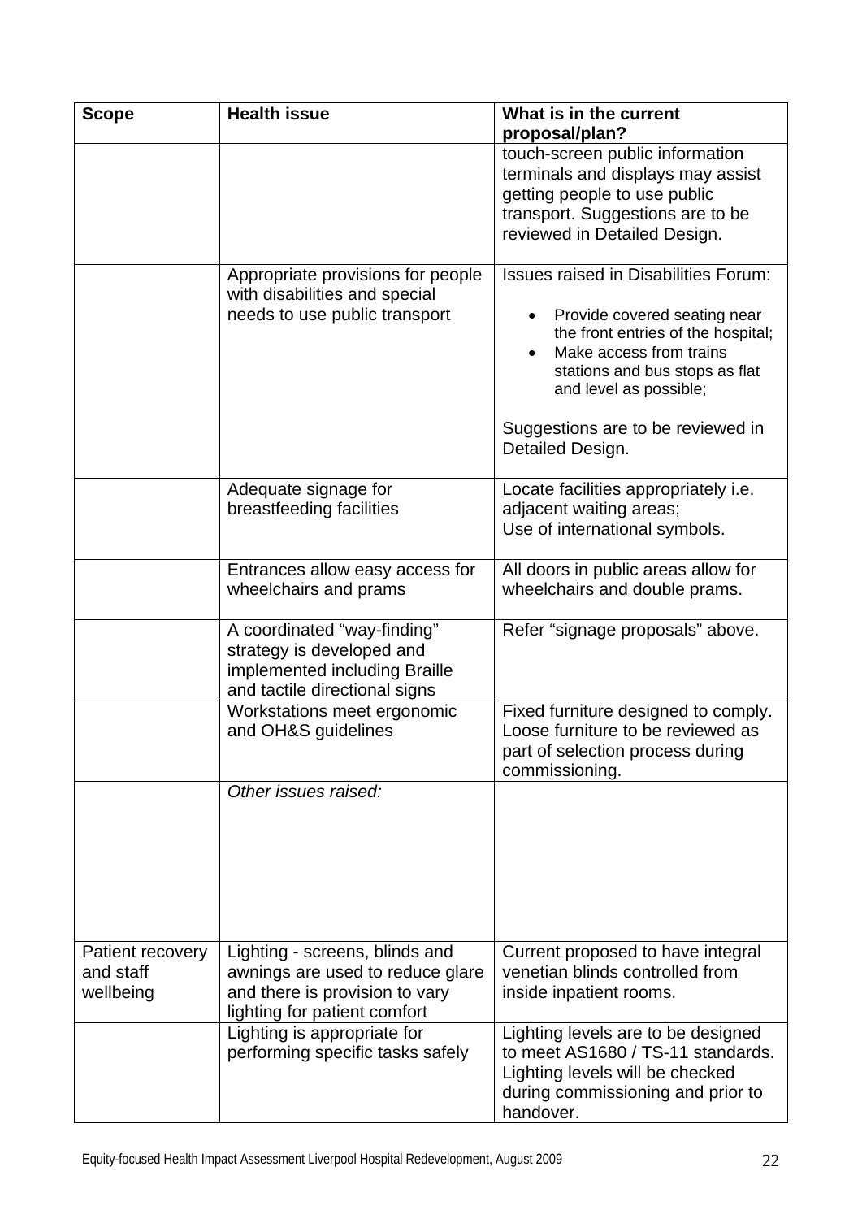| Scope | Health issue | What is in the current proposal/plan? |
|---|---|---|
| | | touch-screen public information terminals and displays may assist getting people to use public transport. Suggestions are to be reviewed in Detailed Design. |
| | Appropriate provisions for people with disabilities and special needs to use public transport | Issues raised in Disabilities Forum:<br>• Provide covered seating near the front entries of the hospital;<br>• Make access from trains stations and bus stops as flat and level as possible;<br><br>Suggestions are to be reviewed in Detailed Design. |
| | Adequate signage for breastfeeding facilities | Locate facilities appropriately i.e. adjacent waiting areas;<br>Use of international symbols. |
| | Entrances allow easy access for wheelchairs and prams | All doors in public areas allow for wheelchairs and double prams. |
| | A coordinated "way-finding" strategy is developed and implemented including Braille and tactile directional signs | Refer "signage proposals" above. |
| | Workstations meet ergonomic and OH&S guidelines | Fixed furniture designed to comply. Loose furniture to be reviewed as part of selection process during commissioning. |
| | *Other issues raised:* | |
| Patient recovery and staff wellbeing | Lighting - screens, blinds and awnings are used to reduce glare and there is provision to vary lighting for patient comfort | Current proposed to have integral venetian blinds controlled from inside inpatient rooms. |
| | Lighting is appropriate for performing specific tasks safely | Lighting levels are to be designed to meet AS1680 / TS-11 standards. Lighting levels will be checked during commissioning and prior to handover. |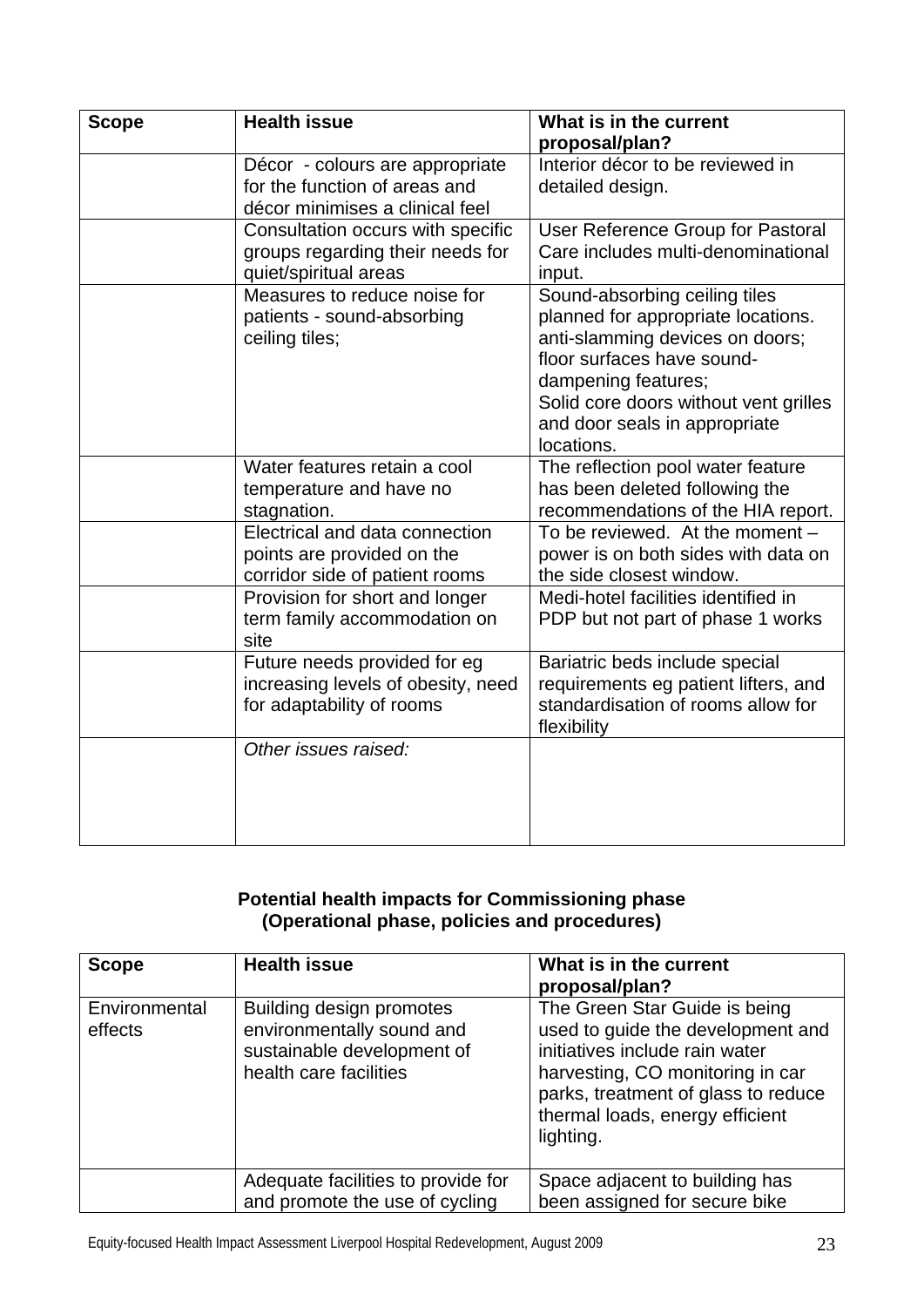| Scope | Health issue | What is in the current proposal/plan? |
| --- | --- | --- |
| | Décor - colours are appropriate for the function of areas and décor minimises a clinical feel | Interior décor to be reviewed in detailed design. |
| | Consultation occurs with specific groups regarding their needs for quiet/spiritual areas | User Reference Group for Pastoral Care includes multi-denominational input. |
| | Measures to reduce noise for patients - sound-absorbing ceiling tiles; | Sound-absorbing ceiling tiles planned for appropriate locations. anti-slamming devices on doors; floor surfaces have sound-dampening features; Solid core doors without vent grilles and door seals in appropriate locations. |
| | Water features retain a cool temperature and have no stagnation. | The reflection pool water feature has been deleted following the recommendations of the HIA report. |
| | Electrical and data connection points are provided on the corridor side of patient rooms | To be reviewed. At the moment – power is on both sides with data on the side closest window. |
| | Provision for short and longer term family accommodation on site | Medi-hotel facilities identified in PDP but not part of phase 1 works |
| | Future needs provided for eg increasing levels of obesity, need for adaptability of rooms | Bariatric beds include special requirements eg patient lifters, and standardisation of rooms allow for flexibility |
| | *Other issues raised:* | |

**Potential health impacts for Commissioning phase**
**(Operational phase, policies and procedures)**

| Scope | Health issue | What is in the current proposal/plan? |
| --- | --- | --- |
| Environmental effects | Building design promotes environmentally sound and sustainable development of health care facilities | The Green Star Guide is being used to guide the development and initiatives include rain water harvesting, CO monitoring in car parks, treatment of glass to reduce thermal loads, energy efficient lighting. |
| | Adequate facilities to provide for and promote the use of cycling | Space adjacent to building has been assigned for secure bike |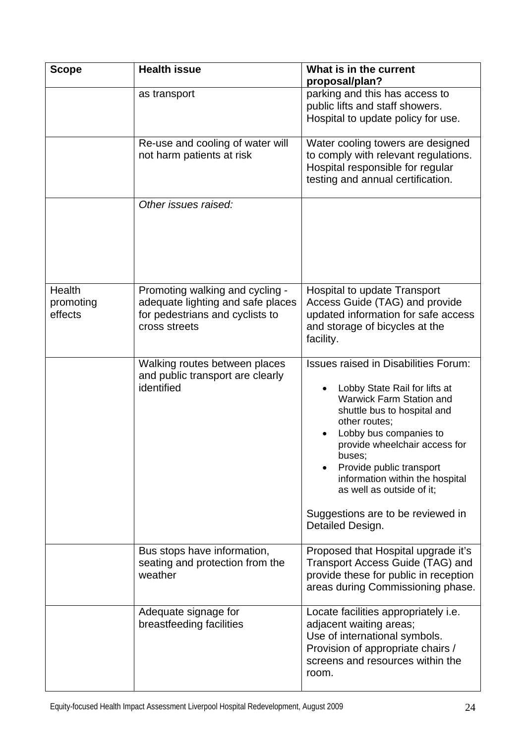| Scope | Health issue | What is in the current proposal/plan? |
|---|---|---|
| | as transport | parking and this has access to public lifts and staff showers. Hospital to update policy for use. |
| | Re-use and cooling of water will not harm patients at risk | Water cooling towers are designed to comply with relevant regulations. Hospital responsible for regular testing and annual certification. |
| | *Other issues raised:* | |
| Health promoting effects | Promoting walking and cycling - adequate lighting and safe places for pedestrians and cyclists to cross streets | Hospital to update Transport Access Guide (TAG) and provide updated information for safe access and storage of bicycles at the facility. |
| | Walking routes between places and public transport are clearly identified | Issues raised in Disabilities Forum:<br>• Lobby State Rail for lifts at Warwick Farm Station and shuttle bus to hospital and other routes;<br>• Lobby bus companies to provide wheelchair access for buses;<br>• Provide public transport information within the hospital as well as outside of it;<br><br>Suggestions are to be reviewed in Detailed Design. |
| | Bus stops have information, seating and protection from the weather | Proposed that Hospital upgrade it's Transport Access Guide (TAG) and provide these for public in reception areas during Commissioning phase. |
| | Adequate signage for breastfeeding facilities | Locate facilities appropriately i.e. adjacent waiting areas;<br>Use of international symbols.<br>Provision of appropriate chairs / screens and resources within the room. |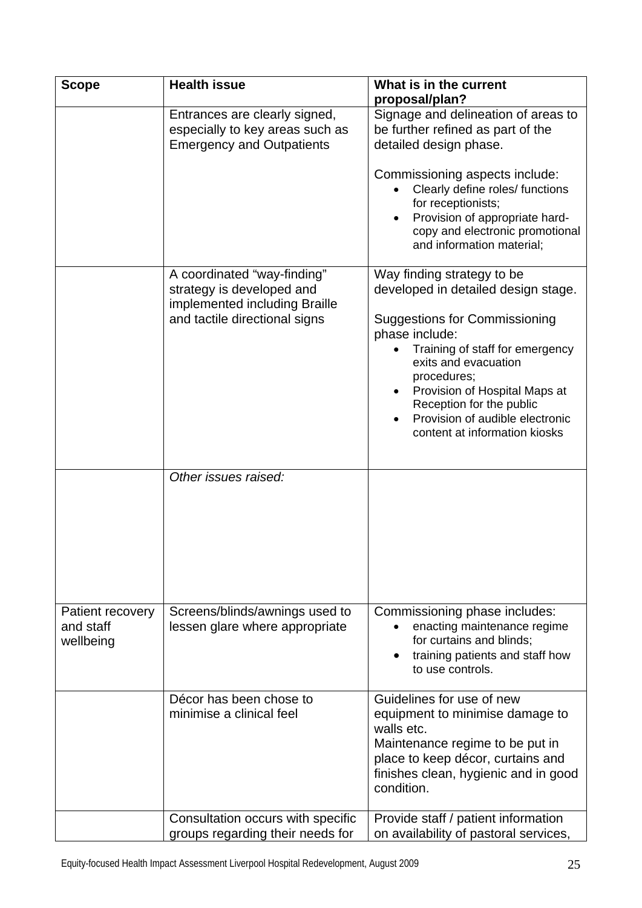| Scope | Health issue | What is in the current proposal/plan? |
|---|---|---|
| | Entrances are clearly signed, especially to key areas such as Emergency and Outpatients | Signage and delineation of areas to be further refined as part of the detailed design phase.<br><br>Commissioning aspects include:<br>• Clearly define roles/ functions for receptionists;<br>• Provision of appropriate hard-copy and electronic promotional and information material; |
| | A coordinated "way-finding" strategy is developed and implemented including Braille and tactile directional signs | Way finding strategy to be developed in detailed design stage.<br><br>Suggestions for Commissioning phase include:<br>• Training of staff for emergency exits and evacuation procedures;<br>• Provision of Hospital Maps at Reception for the public<br>• Provision of audible electronic content at information kiosks |
| | *Other issues raised:* | |
| Patient recovery and staff wellbeing | Screens/blinds/awnings used to lessen glare where appropriate | Commissioning phase includes:<br>• enacting maintenance regime for curtains and blinds;<br>• training patients and staff how to use controls. |
| | Décor has been chose to minimise a clinical feel | Guidelines for use of new equipment to minimise damage to walls etc.<br>Maintenance regime to be put in place to keep décor, curtains and finishes clean, hygienic and in good condition. |
| | Consultation occurs with specific groups regarding their needs for | Provide staff / patient information on availability of pastoral services, |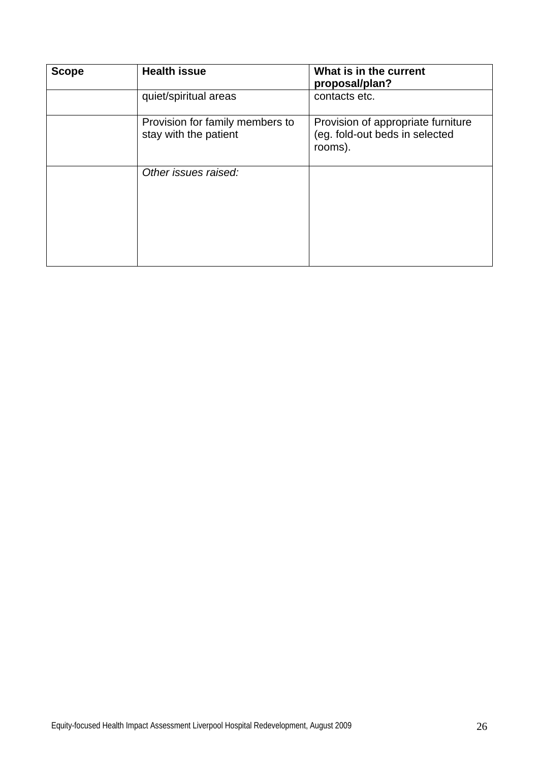| Scope | Health issue | What is in the current proposal/plan? |
|---|---|---|
| | quiet/spiritual areas | contacts etc. |
| | Provision for family members to stay with the patient | Provision of appropriate furniture (eg. fold-out beds in selected rooms). |
| | *Other issues raised:* | |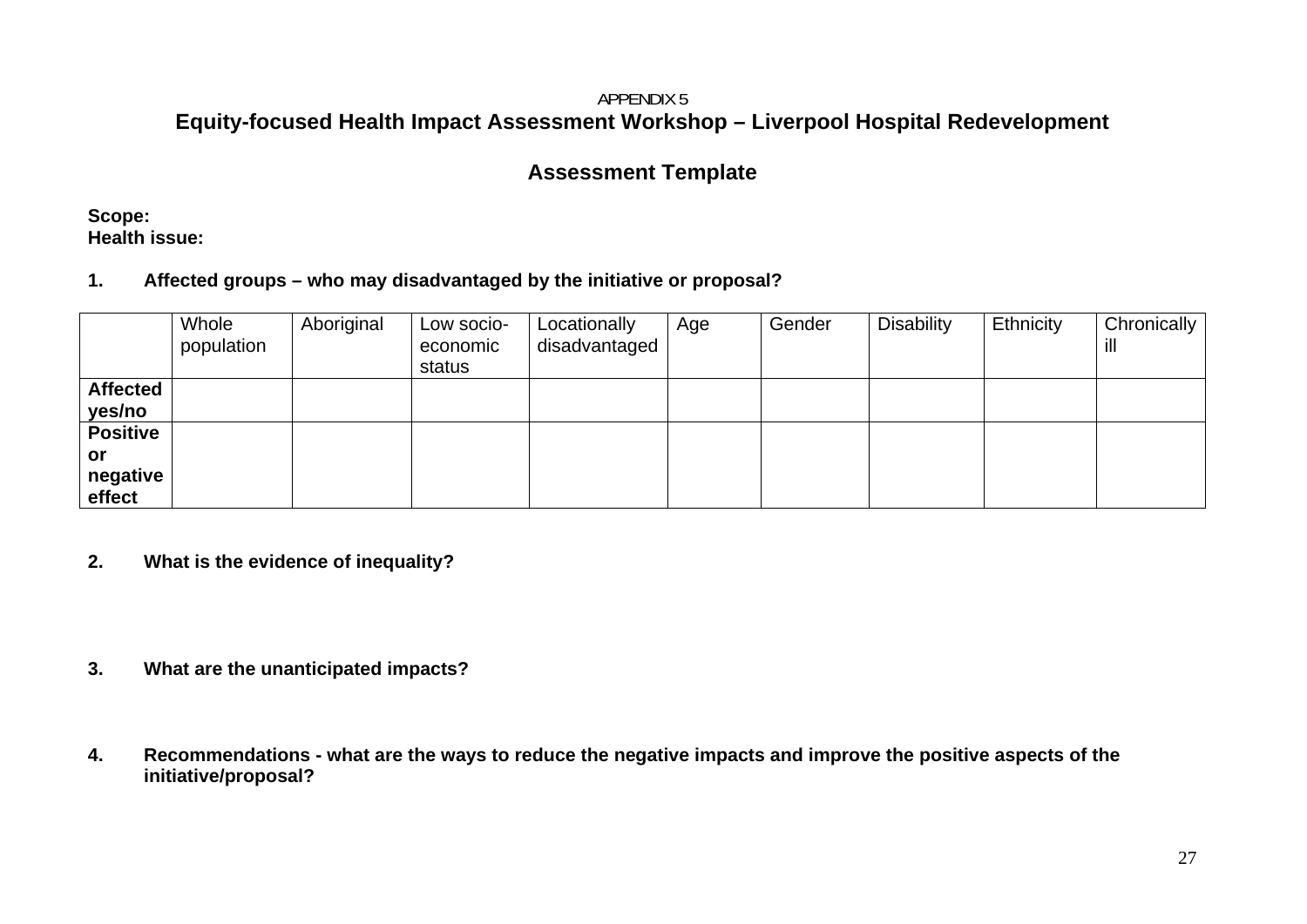APPENDIX 5

# Equity-focused Health Impact Assessment Workshop – Liverpool Hospital Redevelopment

## Assessment Template

**Scope:**
**Health issue:**

**1. Affected groups – who may disadvantaged by the initiative or proposal?**

| | Whole population | Aboriginal | Low socio-economic status | Locationally disadvantaged | Age | Gender | Disability | Ethnicity | Chronically ill |
|---|---|---|---|---|---|---|---|---|---|
| **Affected yes/no** | | | | | | | | | |
| **Positive or negative effect** | | | | | | | | | |

**2. What is the evidence of inequality?**

**3. What are the unanticipated impacts?**

**4. Recommendations - what are the ways to reduce the negative impacts and improve the positive aspects of the initiative/proposal?**